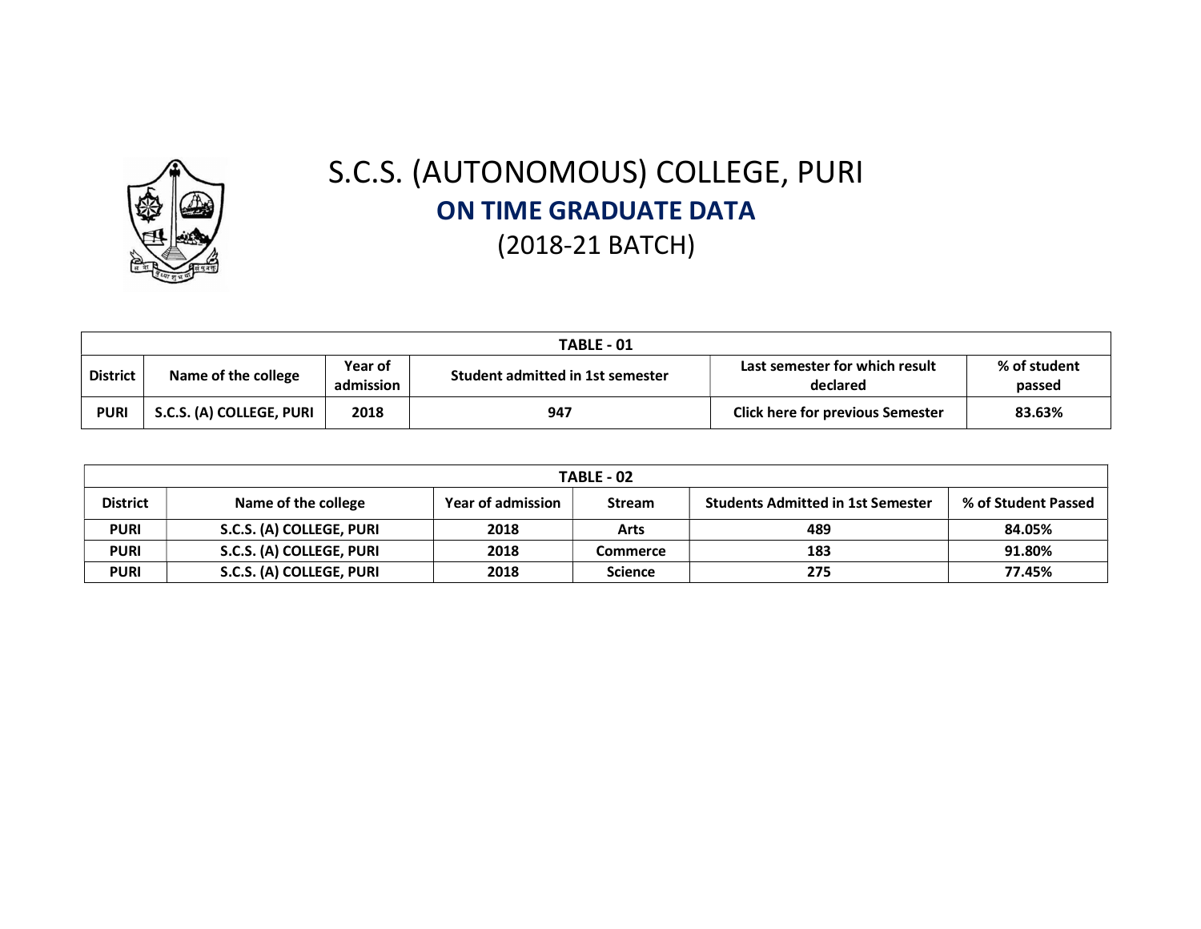# S.C.S. (AUTONOMOUS) COLLEGE, PURI

## ON TIME GRADUATE DATA

(2018-21 BATCH)

| TABLE - 01 | | | | | |
|---|---|---|---|---|---|
| **District** | **Name of the college** | **Year of admission** | **Student admitted in 1st semester** | **Last semester for which result declared** | **% of student passed** |
| **PURI** | **S.C.S. (A) COLLEGE, PURI** | **2018** | **947** | **Click here for previous Semester** | **83.63%** |

| TABLE - 02 | | | | | |
|---|---|---|---|---|---|
| **District** | **Name of the college** | **Year of admission** | **Stream** | **Students Admitted in 1st Semester** | **% of Student Passed** |
| **PURI** | **S.C.S. (A) COLLEGE, PURI** | **2018** | **Arts** | **489** | **84.05%** |
| **PURI** | **S.C.S. (A) COLLEGE, PURI** | **2018** | **Commerce** | **183** | **91.80%** |
| **PURI** | **S.C.S. (A) COLLEGE, PURI** | **2018** | **Science** | **275** | **77.45%** |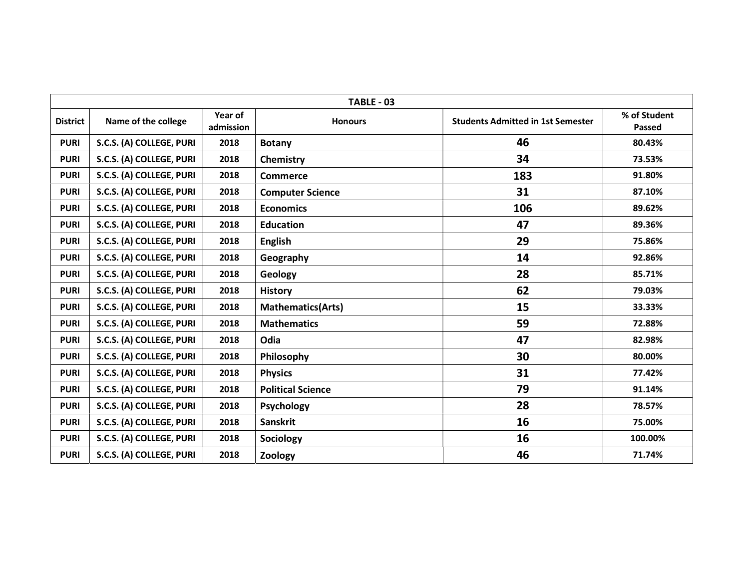| TABLE - 03 | | | | | |
|---|---|---|---|---|---|
| **District** | **Name of the college** | **Year of admission** | **Honours** | **Students Admitted in 1st Semester** | **% of Student Passed** |
| PURI | S.C.S. (A) COLLEGE, PURI | 2018 | Botany | 46 | 80.43% |
| PURI | S.C.S. (A) COLLEGE, PURI | 2018 | Chemistry | 34 | 73.53% |
| PURI | S.C.S. (A) COLLEGE, PURI | 2018 | Commerce | 183 | 91.80% |
| PURI | S.C.S. (A) COLLEGE, PURI | 2018 | Computer Science | 31 | 87.10% |
| PURI | S.C.S. (A) COLLEGE, PURI | 2018 | Economics | 106 | 89.62% |
| PURI | S.C.S. (A) COLLEGE, PURI | 2018 | Education | 47 | 89.36% |
| PURI | S.C.S. (A) COLLEGE, PURI | 2018 | English | 29 | 75.86% |
| PURI | S.C.S. (A) COLLEGE, PURI | 2018 | Geography | 14 | 92.86% |
| PURI | S.C.S. (A) COLLEGE, PURI | 2018 | Geology | 28 | 85.71% |
| PURI | S.C.S. (A) COLLEGE, PURI | 2018 | History | 62 | 79.03% |
| PURI | S.C.S. (A) COLLEGE, PURI | 2018 | Mathematics(Arts) | 15 | 33.33% |
| PURI | S.C.S. (A) COLLEGE, PURI | 2018 | Mathematics | 59 | 72.88% |
| PURI | S.C.S. (A) COLLEGE, PURI | 2018 | Odia | 47 | 82.98% |
| PURI | S.C.S. (A) COLLEGE, PURI | 2018 | Philosophy | 30 | 80.00% |
| PURI | S.C.S. (A) COLLEGE, PURI | 2018 | Physics | 31 | 77.42% |
| PURI | S.C.S. (A) COLLEGE, PURI | 2018 | Political Science | 79 | 91.14% |
| PURI | S.C.S. (A) COLLEGE, PURI | 2018 | Psychology | 28 | 78.57% |
| PURI | S.C.S. (A) COLLEGE, PURI | 2018 | Sanskrit | 16 | 75.00% |
| PURI | S.C.S. (A) COLLEGE, PURI | 2018 | Sociology | 16 | 100.00% |
| PURI | S.C.S. (A) COLLEGE, PURI | 2018 | Zoology | 46 | 71.74% |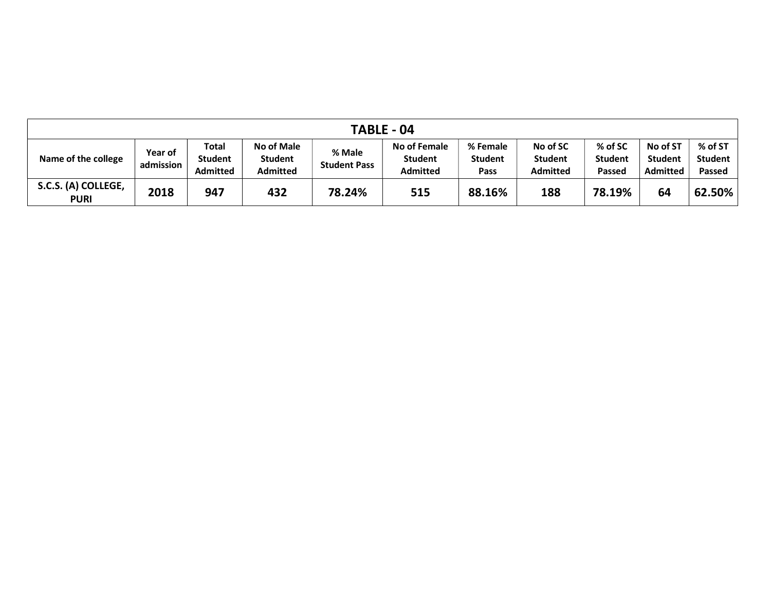## TABLE - 04

| Name of the college | Year of admission | Total Student Admitted | No of Male Student Admitted | % Male Student Pass | No of Female Student Admitted | % Female Student Pass | No of SC Student Admitted | % of SC Student Passed | No of ST Student Admitted | % of ST Student Passed |
|---|---|---|---|---|---|---|---|---|---|---|
| S.C.S. (A) COLLEGE, PURI | 2018 | 947 | 432 | 78.24% | 515 | 88.16% | 188 | 78.19% | 64 | 62.50% |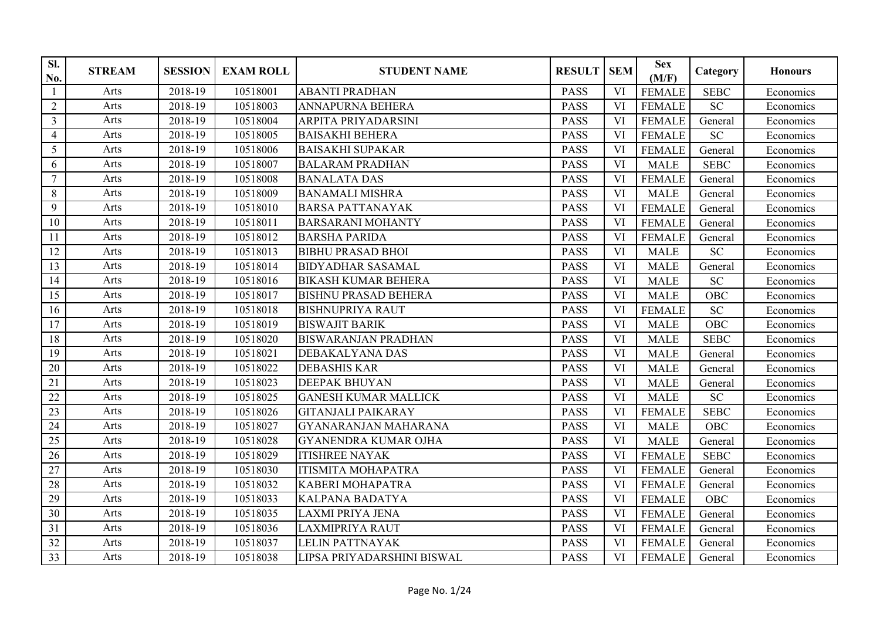| Sl. No. | STREAM | SESSION | EXAM ROLL | STUDENT NAME | RESULT | SEM | Sex (M/F) | Category | Honours |
|---|---|---|---|---|---|---|---|---|---|
| 1 | Arts | 2018-19 | 10518001 | ABANTI PRADHAN | PASS | VI | FEMALE | SEBC | Economics |
| 2 | Arts | 2018-19 | 10518003 | ANNAPURNA BEHERA | PASS | VI | FEMALE | SC | Economics |
| 3 | Arts | 2018-19 | 10518004 | ARPITA PRIYADARSINI | PASS | VI | FEMALE | General | Economics |
| 4 | Arts | 2018-19 | 10518005 | BAISAKHI BEHERA | PASS | VI | FEMALE | SC | Economics |
| 5 | Arts | 2018-19 | 10518006 | BAISAKHI SUPAKAR | PASS | VI | FEMALE | General | Economics |
| 6 | Arts | 2018-19 | 10518007 | BALARAM PRADHAN | PASS | VI | MALE | SEBC | Economics |
| 7 | Arts | 2018-19 | 10518008 | BANALATA DAS | PASS | VI | FEMALE | General | Economics |
| 8 | Arts | 2018-19 | 10518009 | BANAMALI MISHRA | PASS | VI | MALE | General | Economics |
| 9 | Arts | 2018-19 | 10518010 | BARSA PATTANAYAK | PASS | VI | FEMALE | General | Economics |
| 10 | Arts | 2018-19 | 10518011 | BARSARANI MOHANTY | PASS | VI | FEMALE | General | Economics |
| 11 | Arts | 2018-19 | 10518012 | BARSHA PARIDA | PASS | VI | FEMALE | General | Economics |
| 12 | Arts | 2018-19 | 10518013 | BIBHU PRASAD BHOI | PASS | VI | MALE | SC | Economics |
| 13 | Arts | 2018-19 | 10518014 | BIDYADHAR SASAMAL | PASS | VI | MALE | General | Economics |
| 14 | Arts | 2018-19 | 10518016 | BIKASH KUMAR BEHERA | PASS | VI | MALE | SC | Economics |
| 15 | Arts | 2018-19 | 10518017 | BISHNU PRASAD BEHERA | PASS | VI | MALE | OBC | Economics |
| 16 | Arts | 2018-19 | 10518018 | BISHNUPRIYA RAUT | PASS | VI | FEMALE | SC | Economics |
| 17 | Arts | 2018-19 | 10518019 | BISWAJIT BARIK | PASS | VI | MALE | OBC | Economics |
| 18 | Arts | 2018-19 | 10518020 | BISWARANJAN PRADHAN | PASS | VI | MALE | SEBC | Economics |
| 19 | Arts | 2018-19 | 10518021 | DEBAKALYANA DAS | PASS | VI | MALE | General | Economics |
| 20 | Arts | 2018-19 | 10518022 | DEBASHIS KAR | PASS | VI | MALE | General | Economics |
| 21 | Arts | 2018-19 | 10518023 | DEEPAK BHUYAN | PASS | VI | MALE | General | Economics |
| 22 | Arts | 2018-19 | 10518025 | GANESH KUMAR MALLICK | PASS | VI | MALE | SC | Economics |
| 23 | Arts | 2018-19 | 10518026 | GITANJALI PAIKARAY | PASS | VI | FEMALE | SEBC | Economics |
| 24 | Arts | 2018-19 | 10518027 | GYANARANJAN MAHARANA | PASS | VI | MALE | OBC | Economics |
| 25 | Arts | 2018-19 | 10518028 | GYANENDRA KUMAR OJHA | PASS | VI | MALE | General | Economics |
| 26 | Arts | 2018-19 | 10518029 | ITISHREE NAYAK | PASS | VI | FEMALE | SEBC | Economics |
| 27 | Arts | 2018-19 | 10518030 | ITISMITA MOHAPATRA | PASS | VI | FEMALE | General | Economics |
| 28 | Arts | 2018-19 | 10518032 | KABERI MOHAPATRA | PASS | VI | FEMALE | General | Economics |
| 29 | Arts | 2018-19 | 10518033 | KALPANA BADATYA | PASS | VI | FEMALE | OBC | Economics |
| 30 | Arts | 2018-19 | 10518035 | LAXMI PRIYA JENA | PASS | VI | FEMALE | General | Economics |
| 31 | Arts | 2018-19 | 10518036 | LAXMIPRIYA RAUT | PASS | VI | FEMALE | General | Economics |
| 32 | Arts | 2018-19 | 10518037 | LELIN PATTNAYAK | PASS | VI | FEMALE | General | Economics |
| 33 | Arts | 2018-19 | 10518038 | LIPSA PRIYADARSHINI BISWAL | PASS | VI | FEMALE | General | Economics |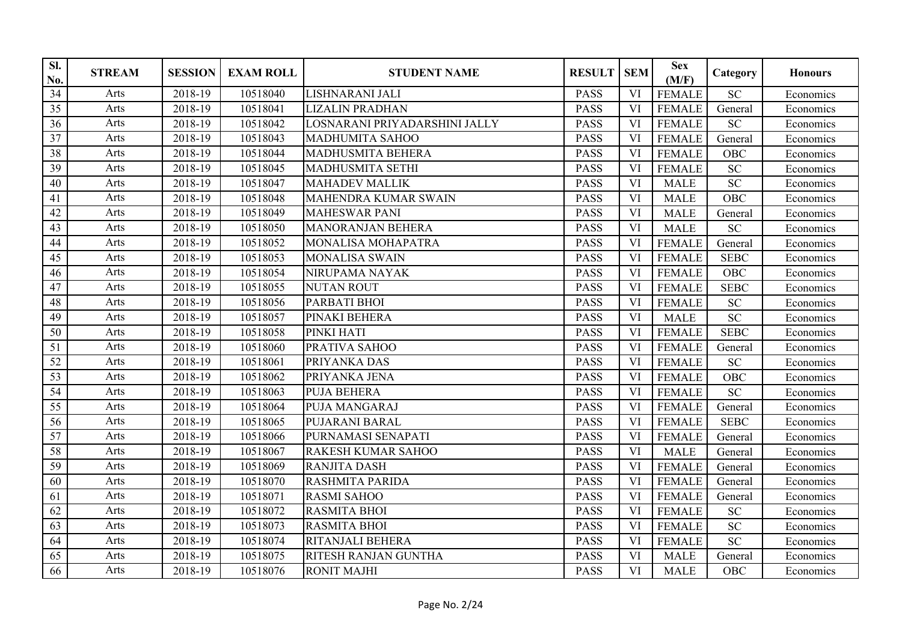| Sl. No. | STREAM | SESSION | EXAM ROLL | STUDENT NAME | RESULT | SEM | Sex (M/F) | Category | Honours |
|---|---|---|---|---|---|---|---|---|---|
| 34 | Arts | 2018-19 | 10518040 | LISHNARANI JALI | PASS | VI | FEMALE | SC | Economics |
| 35 | Arts | 2018-19 | 10518041 | LIZALIN PRADHAN | PASS | VI | FEMALE | General | Economics |
| 36 | Arts | 2018-19 | 10518042 | LOSNARANI PRIYADARSHINI JALLY | PASS | VI | FEMALE | SC | Economics |
| 37 | Arts | 2018-19 | 10518043 | MADHUMITA SAHOO | PASS | VI | FEMALE | General | Economics |
| 38 | Arts | 2018-19 | 10518044 | MADHUSMITA BEHERA | PASS | VI | FEMALE | OBC | Economics |
| 39 | Arts | 2018-19 | 10518045 | MADHUSMITA SETHI | PASS | VI | FEMALE | SC | Economics |
| 40 | Arts | 2018-19 | 10518047 | MAHADEV MALLIK | PASS | VI | MALE | SC | Economics |
| 41 | Arts | 2018-19 | 10518048 | MAHENDRA KUMAR SWAIN | PASS | VI | MALE | OBC | Economics |
| 42 | Arts | 2018-19 | 10518049 | MAHESWAR PANI | PASS | VI | MALE | General | Economics |
| 43 | Arts | 2018-19 | 10518050 | MANORANJAN BEHERA | PASS | VI | MALE | SC | Economics |
| 44 | Arts | 2018-19 | 10518052 | MONALISA MOHAPATRA | PASS | VI | FEMALE | General | Economics |
| 45 | Arts | 2018-19 | 10518053 | MONALISA SWAIN | PASS | VI | FEMALE | SEBC | Economics |
| 46 | Arts | 2018-19 | 10518054 | NIRUPAMA NAYAK | PASS | VI | FEMALE | OBC | Economics |
| 47 | Arts | 2018-19 | 10518055 | NUTAN ROUT | PASS | VI | FEMALE | SEBC | Economics |
| 48 | Arts | 2018-19 | 10518056 | PARBATI BHOI | PASS | VI | FEMALE | SC | Economics |
| 49 | Arts | 2018-19 | 10518057 | PINAKI BEHERA | PASS | VI | MALE | SC | Economics |
| 50 | Arts | 2018-19 | 10518058 | PINKI HATI | PASS | VI | FEMALE | SEBC | Economics |
| 51 | Arts | 2018-19 | 10518060 | PRATIVA SAHOO | PASS | VI | FEMALE | General | Economics |
| 52 | Arts | 2018-19 | 10518061 | PRIYANKA DAS | PASS | VI | FEMALE | SC | Economics |
| 53 | Arts | 2018-19 | 10518062 | PRIYANKA JENA | PASS | VI | FEMALE | OBC | Economics |
| 54 | Arts | 2018-19 | 10518063 | PUJA BEHERA | PASS | VI | FEMALE | SC | Economics |
| 55 | Arts | 2018-19 | 10518064 | PUJA MANGARAJ | PASS | VI | FEMALE | General | Economics |
| 56 | Arts | 2018-19 | 10518065 | PUJARANI BARAL | PASS | VI | FEMALE | SEBC | Economics |
| 57 | Arts | 2018-19 | 10518066 | PURNAMASI SENAPATI | PASS | VI | FEMALE | General | Economics |
| 58 | Arts | 2018-19 | 10518067 | RAKESH KUMAR SAHOO | PASS | VI | MALE | General | Economics |
| 59 | Arts | 2018-19 | 10518069 | RANJITA DASH | PASS | VI | FEMALE | General | Economics |
| 60 | Arts | 2018-19 | 10518070 | RASHMITA PARIDA | PASS | VI | FEMALE | General | Economics |
| 61 | Arts | 2018-19 | 10518071 | RASMI SAHOO | PASS | VI | FEMALE | General | Economics |
| 62 | Arts | 2018-19 | 10518072 | RASMITA BHOI | PASS | VI | FEMALE | SC | Economics |
| 63 | Arts | 2018-19 | 10518073 | RASMITA BHOI | PASS | VI | FEMALE | SC | Economics |
| 64 | Arts | 2018-19 | 10518074 | RITANJALI BEHERA | PASS | VI | FEMALE | SC | Economics |
| 65 | Arts | 2018-19 | 10518075 | RITESH RANJAN GUNTHA | PASS | VI | MALE | General | Economics |
| 66 | Arts | 2018-19 | 10518076 | RONIT MAJHI | PASS | VI | MALE | OBC | Economics |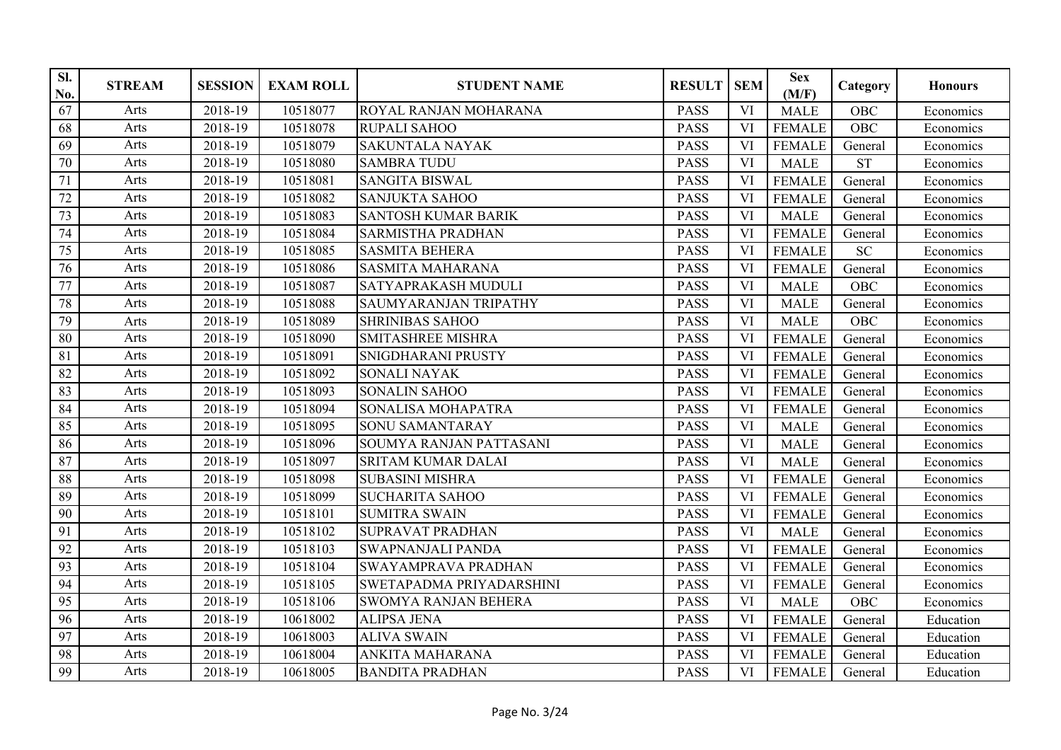| Sl. No. | STREAM | SESSION | EXAM ROLL | STUDENT NAME | RESULT | SEM | Sex (M/F) | Category | Honours |
|---|---|---|---|---|---|---|---|---|---|
| 67 | Arts | 2018-19 | 10518077 | ROYAL RANJAN MOHARANA | PASS | VI | MALE | OBC | Economics |
| 68 | Arts | 2018-19 | 10518078 | RUPALI SAHOO | PASS | VI | FEMALE | OBC | Economics |
| 69 | Arts | 2018-19 | 10518079 | SAKUNTALA NAYAK | PASS | VI | FEMALE | General | Economics |
| 70 | Arts | 2018-19 | 10518080 | SAMBRA TUDU | PASS | VI | MALE | ST | Economics |
| 71 | Arts | 2018-19 | 10518081 | SANGITA BISWAL | PASS | VI | FEMALE | General | Economics |
| 72 | Arts | 2018-19 | 10518082 | SANJUKTA SAHOO | PASS | VI | FEMALE | General | Economics |
| 73 | Arts | 2018-19 | 10518083 | SANTOSH KUMAR BARIK | PASS | VI | MALE | General | Economics |
| 74 | Arts | 2018-19 | 10518084 | SARMISTHA PRADHAN | PASS | VI | FEMALE | General | Economics |
| 75 | Arts | 2018-19 | 10518085 | SASMITA BEHERA | PASS | VI | FEMALE | SC | Economics |
| 76 | Arts | 2018-19 | 10518086 | SASMITA MAHARANA | PASS | VI | FEMALE | General | Economics |
| 77 | Arts | 2018-19 | 10518087 | SATYAPRAKASH MUDULI | PASS | VI | MALE | OBC | Economics |
| 78 | Arts | 2018-19 | 10518088 | SAUMYARANJAN TRIPATHY | PASS | VI | MALE | General | Economics |
| 79 | Arts | 2018-19 | 10518089 | SHRINIBAS SAHOO | PASS | VI | MALE | OBC | Economics |
| 80 | Arts | 2018-19 | 10518090 | SMITASHREE MISHRA | PASS | VI | FEMALE | General | Economics |
| 81 | Arts | 2018-19 | 10518091 | SNIGDHARANI PRUSTY | PASS | VI | FEMALE | General | Economics |
| 82 | Arts | 2018-19 | 10518092 | SONALI NAYAK | PASS | VI | FEMALE | General | Economics |
| 83 | Arts | 2018-19 | 10518093 | SONALIN SAHOO | PASS | VI | FEMALE | General | Economics |
| 84 | Arts | 2018-19 | 10518094 | SONALISA MOHAPATRA | PASS | VI | FEMALE | General | Economics |
| 85 | Arts | 2018-19 | 10518095 | SONU SAMANTARAY | PASS | VI | MALE | General | Economics |
| 86 | Arts | 2018-19 | 10518096 | SOUMYA RANJAN PATTASANI | PASS | VI | MALE | General | Economics |
| 87 | Arts | 2018-19 | 10518097 | SRITAM KUMAR DALAI | PASS | VI | MALE | General | Economics |
| 88 | Arts | 2018-19 | 10518098 | SUBASINI MISHRA | PASS | VI | FEMALE | General | Economics |
| 89 | Arts | 2018-19 | 10518099 | SUCHARITA SAHOO | PASS | VI | FEMALE | General | Economics |
| 90 | Arts | 2018-19 | 10518101 | SUMITRA SWAIN | PASS | VI | FEMALE | General | Economics |
| 91 | Arts | 2018-19 | 10518102 | SUPRAVAT PRADHAN | PASS | VI | MALE | General | Economics |
| 92 | Arts | 2018-19 | 10518103 | SWAPNANJALI PANDA | PASS | VI | FEMALE | General | Economics |
| 93 | Arts | 2018-19 | 10518104 | SWAYAMPRAVA PRADHAN | PASS | VI | FEMALE | General | Economics |
| 94 | Arts | 2018-19 | 10518105 | SWETAPADMA PRIYADARSHINI | PASS | VI | FEMALE | General | Economics |
| 95 | Arts | 2018-19 | 10518106 | SWOMYA RANJAN BEHERA | PASS | VI | MALE | OBC | Economics |
| 96 | Arts | 2018-19 | 10618002 | ALIPSA JENA | PASS | VI | FEMALE | General | Education |
| 97 | Arts | 2018-19 | 10618003 | ALIVA SWAIN | PASS | VI | FEMALE | General | Education |
| 98 | Arts | 2018-19 | 10618004 | ANKITA MAHARANA | PASS | VI | FEMALE | General | Education |
| 99 | Arts | 2018-19 | 10618005 | BANDITA PRADHAN | PASS | VI | FEMALE | General | Education |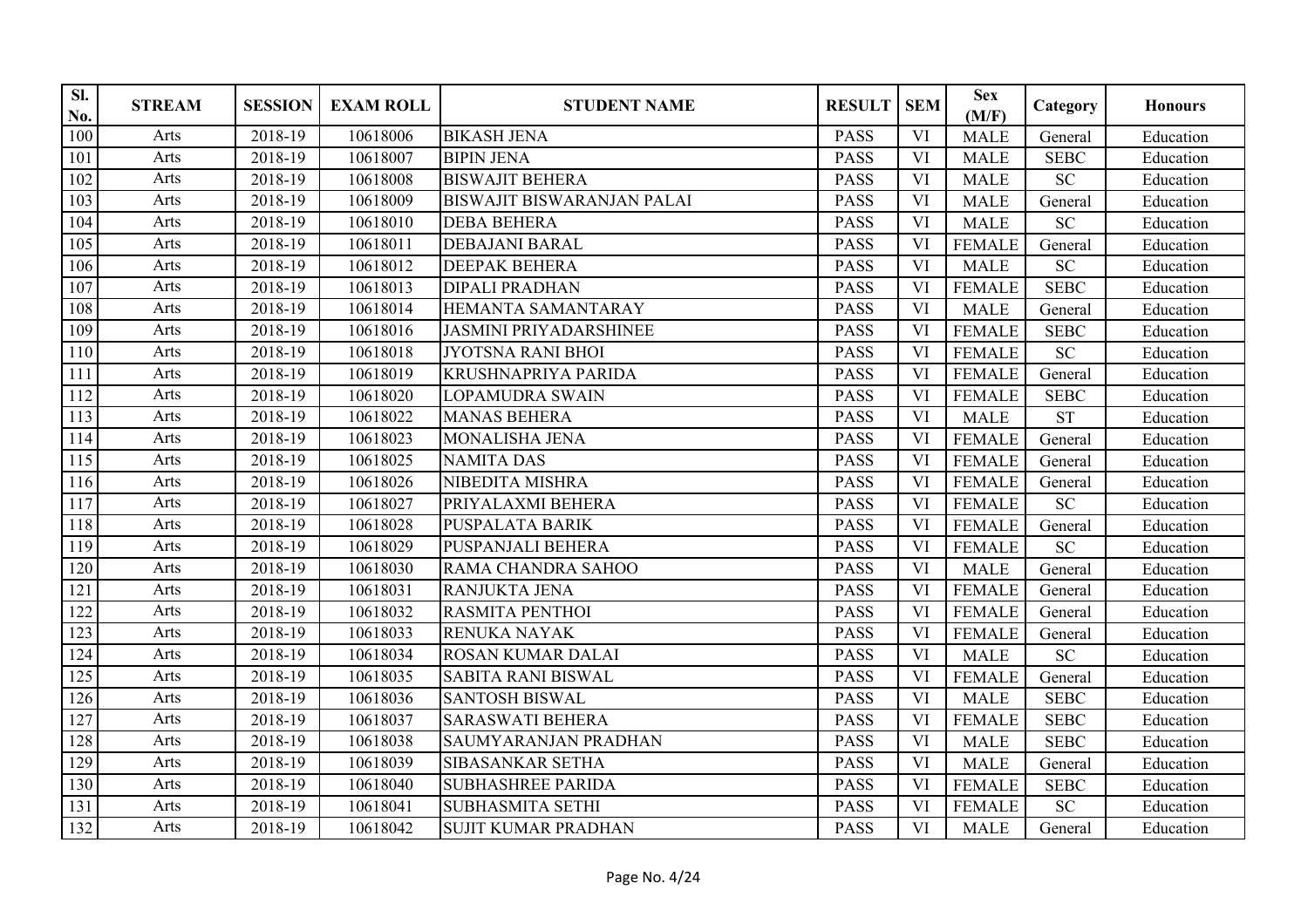| Sl. No. | STREAM | SESSION | EXAM ROLL | STUDENT NAME | RESULT | SEM | Sex (M/F) | Category | Honours |
|---|---|---|---|---|---|---|---|---|---|
| 100 | Arts | 2018-19 | 10618006 | BIKASH JENA | PASS | VI | MALE | General | Education |
| 101 | Arts | 2018-19 | 10618007 | BIPIN JENA | PASS | VI | MALE | SEBC | Education |
| 102 | Arts | 2018-19 | 10618008 | BISWAJIT BEHERA | PASS | VI | MALE | SC | Education |
| 103 | Arts | 2018-19 | 10618009 | BISWAJIT BISWARANJAN PALAI | PASS | VI | MALE | General | Education |
| 104 | Arts | 2018-19 | 10618010 | DEBA BEHERA | PASS | VI | MALE | SC | Education |
| 105 | Arts | 2018-19 | 10618011 | DEBAJANI BARAL | PASS | VI | FEMALE | General | Education |
| 106 | Arts | 2018-19 | 10618012 | DEEPAK BEHERA | PASS | VI | MALE | SC | Education |
| 107 | Arts | 2018-19 | 10618013 | DIPALI PRADHAN | PASS | VI | FEMALE | SEBC | Education |
| 108 | Arts | 2018-19 | 10618014 | HEMANTA SAMANTARAY | PASS | VI | MALE | General | Education |
| 109 | Arts | 2018-19 | 10618016 | JASMINI PRIYADARSHINEE | PASS | VI | FEMALE | SEBC | Education |
| 110 | Arts | 2018-19 | 10618018 | JYOTSNA RANI BHOI | PASS | VI | FEMALE | SC | Education |
| 111 | Arts | 2018-19 | 10618019 | KRUSHNAPRIYA PARIDA | PASS | VI | FEMALE | General | Education |
| 112 | Arts | 2018-19 | 10618020 | LOPAMUDRA SWAIN | PASS | VI | FEMALE | SEBC | Education |
| 113 | Arts | 2018-19 | 10618022 | MANAS BEHERA | PASS | VI | MALE | ST | Education |
| 114 | Arts | 2018-19 | 10618023 | MONALISHA JENA | PASS | VI | FEMALE | General | Education |
| 115 | Arts | 2018-19 | 10618025 | NAMITA DAS | PASS | VI | FEMALE | General | Education |
| 116 | Arts | 2018-19 | 10618026 | NIBEDITA MISHRA | PASS | VI | FEMALE | General | Education |
| 117 | Arts | 2018-19 | 10618027 | PRIYALAXMI BEHERA | PASS | VI | FEMALE | SC | Education |
| 118 | Arts | 2018-19 | 10618028 | PUSPALATA BARIK | PASS | VI | FEMALE | General | Education |
| 119 | Arts | 2018-19 | 10618029 | PUSPANJALI BEHERA | PASS | VI | FEMALE | SC | Education |
| 120 | Arts | 2018-19 | 10618030 | RAMA CHANDRA SAHOO | PASS | VI | MALE | General | Education |
| 121 | Arts | 2018-19 | 10618031 | RANJUKTA JENA | PASS | VI | FEMALE | General | Education |
| 122 | Arts | 2018-19 | 10618032 | RASMITA PENTHOI | PASS | VI | FEMALE | General | Education |
| 123 | Arts | 2018-19 | 10618033 | RENUKA NAYAK | PASS | VI | FEMALE | General | Education |
| 124 | Arts | 2018-19 | 10618034 | ROSAN KUMAR DALAI | PASS | VI | MALE | SC | Education |
| 125 | Arts | 2018-19 | 10618035 | SABITA RANI BISWAL | PASS | VI | FEMALE | General | Education |
| 126 | Arts | 2018-19 | 10618036 | SANTOSH BISWAL | PASS | VI | MALE | SEBC | Education |
| 127 | Arts | 2018-19 | 10618037 | SARASWATI BEHERA | PASS | VI | FEMALE | SEBC | Education |
| 128 | Arts | 2018-19 | 10618038 | SAUMYARANJAN PRADHAN | PASS | VI | MALE | SEBC | Education |
| 129 | Arts | 2018-19 | 10618039 | SIBASANKAR SETHA | PASS | VI | MALE | General | Education |
| 130 | Arts | 2018-19 | 10618040 | SUBHASHREE PARIDA | PASS | VI | FEMALE | SEBC | Education |
| 131 | Arts | 2018-19 | 10618041 | SUBHASMITA SETHI | PASS | VI | FEMALE | SC | Education |
| 132 | Arts | 2018-19 | 10618042 | SUJIT KUMAR PRADHAN | PASS | VI | MALE | General | Education |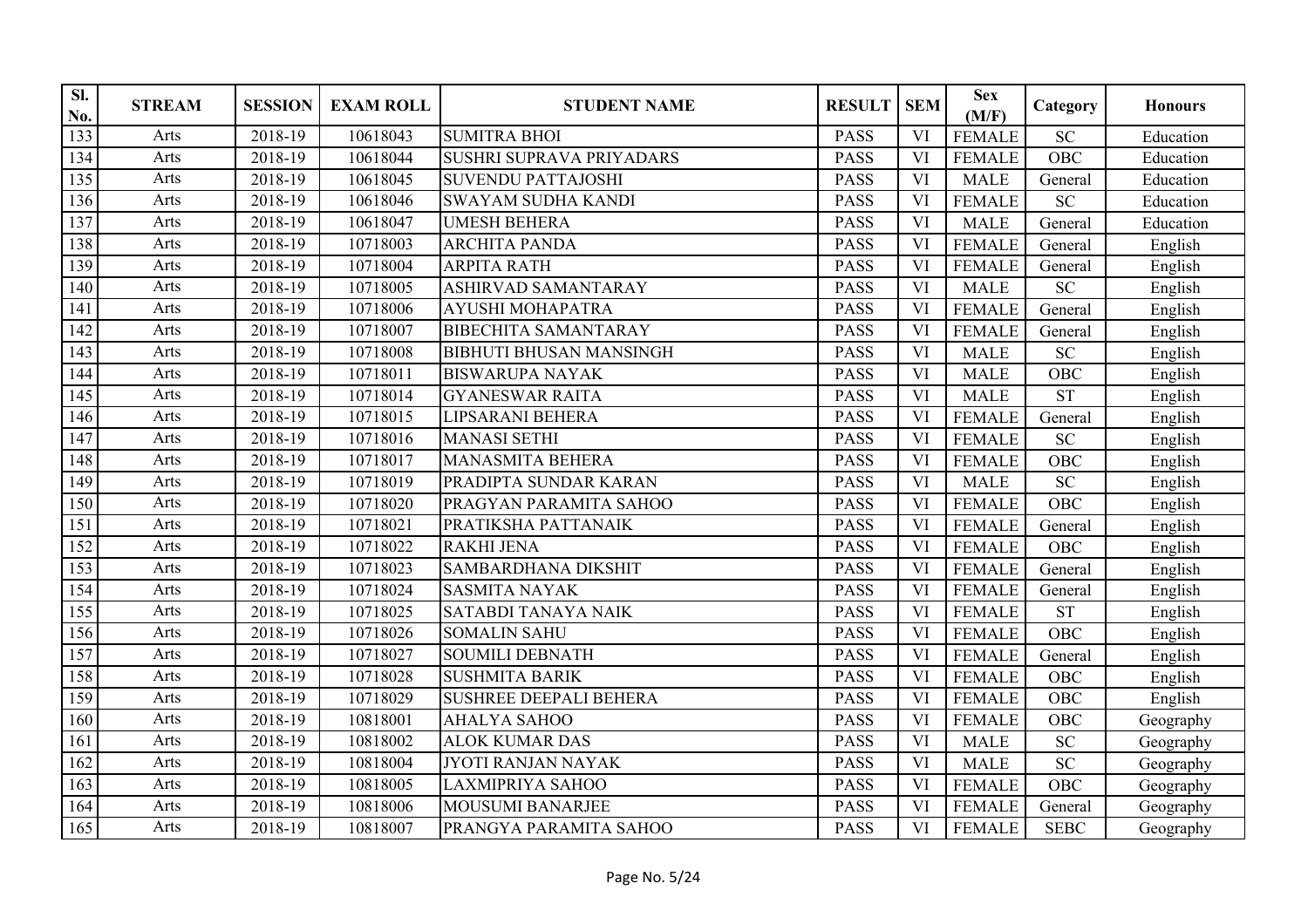| Sl. No. | STREAM | SESSION | EXAM ROLL | STUDENT NAME | RESULT | SEM | Sex (M/F) | Category | Honours |
|---|---|---|---|---|---|---|---|---|---|
| 133 | Arts | 2018-19 | 10618043 | SUMITRA BHOI | PASS | VI | FEMALE | SC | Education |
| 134 | Arts | 2018-19 | 10618044 | SUSHRI SUPRAVA PRIYADARS | PASS | VI | FEMALE | OBC | Education |
| 135 | Arts | 2018-19 | 10618045 | SUVENDU PATTAJOSHI | PASS | VI | MALE | General | Education |
| 136 | Arts | 2018-19 | 10618046 | SWAYAM SUDHA KANDI | PASS | VI | FEMALE | SC | Education |
| 137 | Arts | 2018-19 | 10618047 | UMESH BEHERA | PASS | VI | MALE | General | Education |
| 138 | Arts | 2018-19 | 10718003 | ARCHITA PANDA | PASS | VI | FEMALE | General | English |
| 139 | Arts | 2018-19 | 10718004 | ARPITA RATH | PASS | VI | FEMALE | General | English |
| 140 | Arts | 2018-19 | 10718005 | ASHIRVAD SAMANTARAY | PASS | VI | MALE | SC | English |
| 141 | Arts | 2018-19 | 10718006 | AYUSHI MOHAPATRA | PASS | VI | FEMALE | General | English |
| 142 | Arts | 2018-19 | 10718007 | BIBECHITA SAMANTARAY | PASS | VI | FEMALE | General | English |
| 143 | Arts | 2018-19 | 10718008 | BIBHUTI BHUSAN MANSINGH | PASS | VI | MALE | SC | English |
| 144 | Arts | 2018-19 | 10718011 | BISWARUPA NAYAK | PASS | VI | MALE | OBC | English |
| 145 | Arts | 2018-19 | 10718014 | GYANESWAR RAITA | PASS | VI | MALE | ST | English |
| 146 | Arts | 2018-19 | 10718015 | LIPSARANI BEHERA | PASS | VI | FEMALE | General | English |
| 147 | Arts | 2018-19 | 10718016 | MANASI SETHI | PASS | VI | FEMALE | SC | English |
| 148 | Arts | 2018-19 | 10718017 | MANASMITA BEHERA | PASS | VI | FEMALE | OBC | English |
| 149 | Arts | 2018-19 | 10718019 | PRADIPTA SUNDAR KARAN | PASS | VI | MALE | SC | English |
| 150 | Arts | 2018-19 | 10718020 | PRAGYAN PARAMITA SAHOO | PASS | VI | FEMALE | OBC | English |
| 151 | Arts | 2018-19 | 10718021 | PRATIKSHA PATTANAIK | PASS | VI | FEMALE | General | English |
| 152 | Arts | 2018-19 | 10718022 | RAKHI JENA | PASS | VI | FEMALE | OBC | English |
| 153 | Arts | 2018-19 | 10718023 | SAMBARDHANA DIKSHIT | PASS | VI | FEMALE | General | English |
| 154 | Arts | 2018-19 | 10718024 | SASMITA NAYAK | PASS | VI | FEMALE | General | English |
| 155 | Arts | 2018-19 | 10718025 | SATABDI TANAYA NAIK | PASS | VI | FEMALE | ST | English |
| 156 | Arts | 2018-19 | 10718026 | SOMALIN SAHU | PASS | VI | FEMALE | OBC | English |
| 157 | Arts | 2018-19 | 10718027 | SOUMILI DEBNATH | PASS | VI | FEMALE | General | English |
| 158 | Arts | 2018-19 | 10718028 | SUSHMITA BARIK | PASS | VI | FEMALE | OBC | English |
| 159 | Arts | 2018-19 | 10718029 | SUSHREE DEEPALI BEHERA | PASS | VI | FEMALE | OBC | English |
| 160 | Arts | 2018-19 | 10818001 | AHALYA SAHOO | PASS | VI | FEMALE | OBC | Geography |
| 161 | Arts | 2018-19 | 10818002 | ALOK KUMAR DAS | PASS | VI | MALE | SC | Geography |
| 162 | Arts | 2018-19 | 10818004 | JYOTI RANJAN NAYAK | PASS | VI | MALE | SC | Geography |
| 163 | Arts | 2018-19 | 10818005 | LAXMIPRIYA SAHOO | PASS | VI | FEMALE | OBC | Geography |
| 164 | Arts | 2018-19 | 10818006 | MOUSUMI BANARJEE | PASS | VI | FEMALE | General | Geography |
| 165 | Arts | 2018-19 | 10818007 | PRANGYA PARAMITA SAHOO | PASS | VI | FEMALE | SEBC | Geography |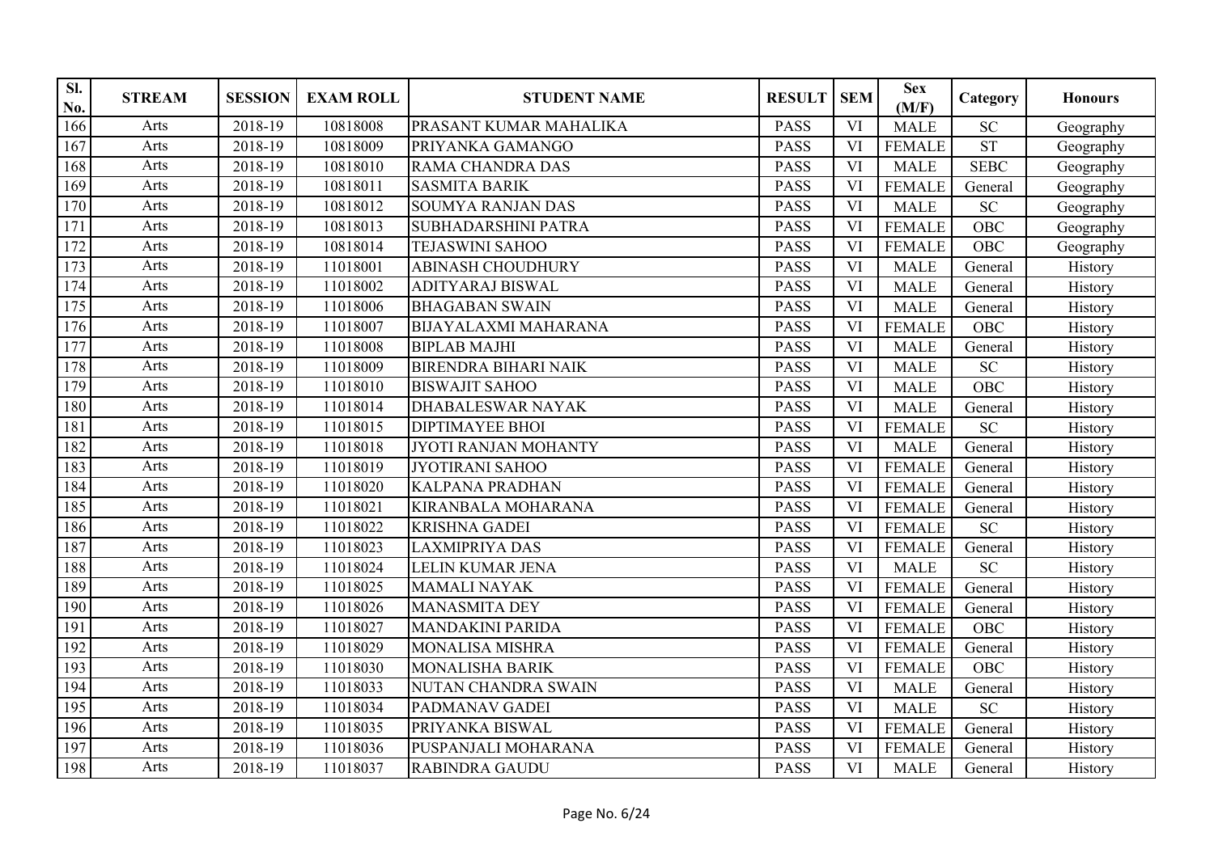| Sl. No. | STREAM | SESSION | EXAM ROLL | STUDENT NAME | RESULT | SEM | Sex (M/F) | Category | Honours |
|---|---|---|---|---|---|---|---|---|---|
| 166 | Arts | 2018-19 | 10818008 | PRASANT KUMAR MAHALIKA | PASS | VI | MALE | SC | Geography |
| 167 | Arts | 2018-19 | 10818009 | PRIYANKA GAMANGO | PASS | VI | FEMALE | ST | Geography |
| 168 | Arts | 2018-19 | 10818010 | RAMA CHANDRA DAS | PASS | VI | MALE | SEBC | Geography |
| 169 | Arts | 2018-19 | 10818011 | SASMITA BARIK | PASS | VI | FEMALE | General | Geography |
| 170 | Arts | 2018-19 | 10818012 | SOUMYA RANJAN DAS | PASS | VI | MALE | SC | Geography |
| 171 | Arts | 2018-19 | 10818013 | SUBHADARSHINI PATRA | PASS | VI | FEMALE | OBC | Geography |
| 172 | Arts | 2018-19 | 10818014 | TEJASWINI SAHOO | PASS | VI | FEMALE | OBC | Geography |
| 173 | Arts | 2018-19 | 11018001 | ABINASH CHOUDHURY | PASS | VI | MALE | General | History |
| 174 | Arts | 2018-19 | 11018002 | ADITYARAJ BISWAL | PASS | VI | MALE | General | History |
| 175 | Arts | 2018-19 | 11018006 | BHAGABAN SWAIN | PASS | VI | MALE | General | History |
| 176 | Arts | 2018-19 | 11018007 | BIJAYALAXMI MAHARANA | PASS | VI | FEMALE | OBC | History |
| 177 | Arts | 2018-19 | 11018008 | BIPLAB MAJHI | PASS | VI | MALE | General | History |
| 178 | Arts | 2018-19 | 11018009 | BIRENDRA BIHARI NAIK | PASS | VI | MALE | SC | History |
| 179 | Arts | 2018-19 | 11018010 | BISWAJIT SAHOO | PASS | VI | MALE | OBC | History |
| 180 | Arts | 2018-19 | 11018014 | DHABALESWAR NAYAK | PASS | VI | MALE | General | History |
| 181 | Arts | 2018-19 | 11018015 | DIPTIMAYEE BHOI | PASS | VI | FEMALE | SC | History |
| 182 | Arts | 2018-19 | 11018018 | JYOTI RANJAN MOHANTY | PASS | VI | MALE | General | History |
| 183 | Arts | 2018-19 | 11018019 | JYOTIRANI SAHOO | PASS | VI | FEMALE | General | History |
| 184 | Arts | 2018-19 | 11018020 | KALPANA PRADHAN | PASS | VI | FEMALE | General | History |
| 185 | Arts | 2018-19 | 11018021 | KIRANBALA MOHARANA | PASS | VI | FEMALE | General | History |
| 186 | Arts | 2018-19 | 11018022 | KRISHNA GADEI | PASS | VI | FEMALE | SC | History |
| 187 | Arts | 2018-19 | 11018023 | LAXMIPRIYA DAS | PASS | VI | FEMALE | General | History |
| 188 | Arts | 2018-19 | 11018024 | LELIN KUMAR JENA | PASS | VI | MALE | SC | History |
| 189 | Arts | 2018-19 | 11018025 | MAMALI NAYAK | PASS | VI | FEMALE | General | History |
| 190 | Arts | 2018-19 | 11018026 | MANASMITA DEY | PASS | VI | FEMALE | General | History |
| 191 | Arts | 2018-19 | 11018027 | MANDAKINI PARIDA | PASS | VI | FEMALE | OBC | History |
| 192 | Arts | 2018-19 | 11018029 | MONALISA MISHRA | PASS | VI | FEMALE | General | History |
| 193 | Arts | 2018-19 | 11018030 | MONALISHA BARIK | PASS | VI | FEMALE | OBC | History |
| 194 | Arts | 2018-19 | 11018033 | NUTAN CHANDRA SWAIN | PASS | VI | MALE | General | History |
| 195 | Arts | 2018-19 | 11018034 | PADMANAV GADEI | PASS | VI | MALE | SC | History |
| 196 | Arts | 2018-19 | 11018035 | PRIYANKA BISWAL | PASS | VI | FEMALE | General | History |
| 197 | Arts | 2018-19 | 11018036 | PUSPANJALI MOHARANA | PASS | VI | FEMALE | General | History |
| 198 | Arts | 2018-19 | 11018037 | RABINDRA GAUDU | PASS | VI | MALE | General | History |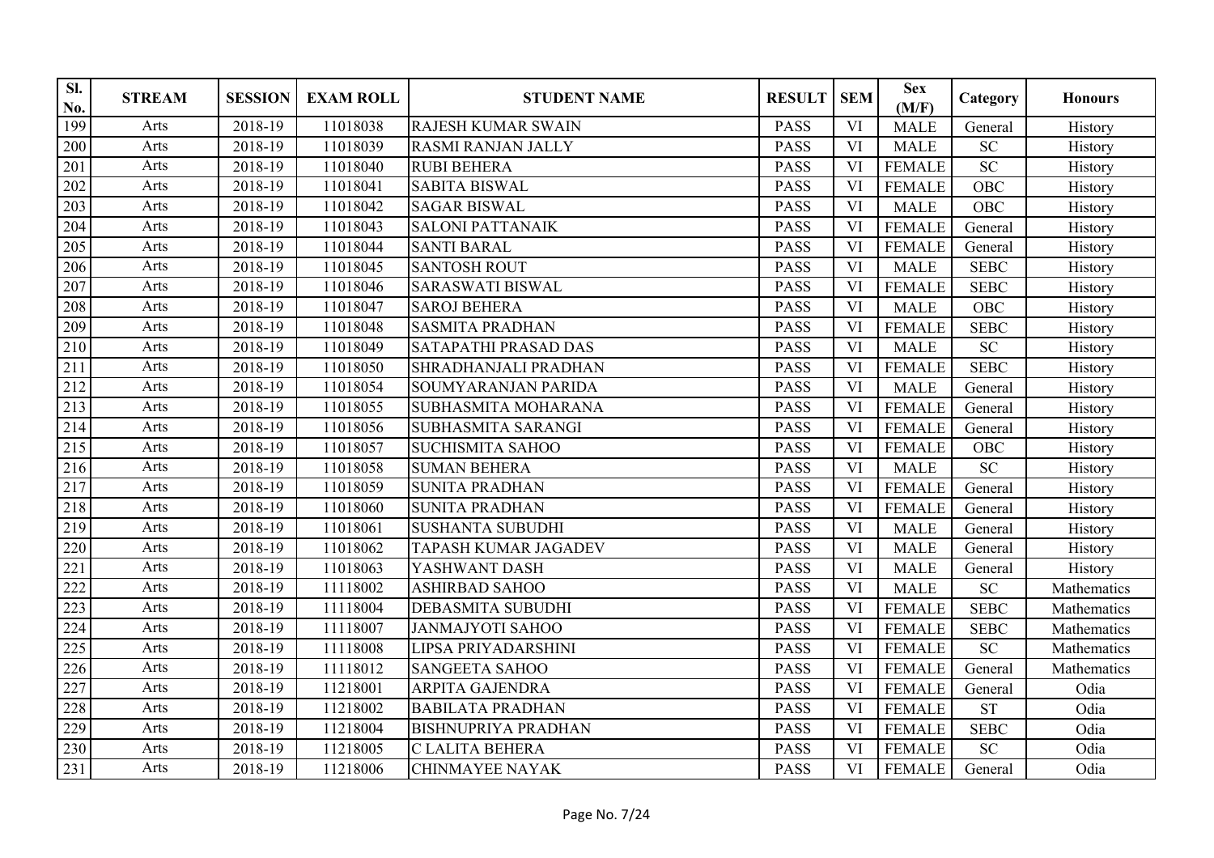| Sl. No. | STREAM | SESSION | EXAM ROLL | STUDENT NAME | RESULT | SEM | Sex (M/F) | Category | Honours |
|---|---|---|---|---|---|---|---|---|---|
| 199 | Arts | 2018-19 | 11018038 | RAJESH KUMAR SWAIN | PASS | VI | MALE | General | History |
| 200 | Arts | 2018-19 | 11018039 | RASMI RANJAN JALLY | PASS | VI | MALE | SC | History |
| 201 | Arts | 2018-19 | 11018040 | RUBI BEHERA | PASS | VI | FEMALE | SC | History |
| 202 | Arts | 2018-19 | 11018041 | SABITA BISWAL | PASS | VI | FEMALE | OBC | History |
| 203 | Arts | 2018-19 | 11018042 | SAGAR BISWAL | PASS | VI | MALE | OBC | History |
| 204 | Arts | 2018-19 | 11018043 | SALONI PATTANAIK | PASS | VI | FEMALE | General | History |
| 205 | Arts | 2018-19 | 11018044 | SANTI BARAL | PASS | VI | FEMALE | General | History |
| 206 | Arts | 2018-19 | 11018045 | SANTOSH ROUT | PASS | VI | MALE | SEBC | History |
| 207 | Arts | 2018-19 | 11018046 | SARASWATI BISWAL | PASS | VI | FEMALE | SEBC | History |
| 208 | Arts | 2018-19 | 11018047 | SAROJ BEHERA | PASS | VI | MALE | OBC | History |
| 209 | Arts | 2018-19 | 11018048 | SASMITA PRADHAN | PASS | VI | FEMALE | SEBC | History |
| 210 | Arts | 2018-19 | 11018049 | SATAPATHI PRASAD DAS | PASS | VI | MALE | SC | History |
| 211 | Arts | 2018-19 | 11018050 | SHRADHANJALI PRADHAN | PASS | VI | FEMALE | SEBC | History |
| 212 | Arts | 2018-19 | 11018054 | SOUMYARANJAN PARIDA | PASS | VI | MALE | General | History |
| 213 | Arts | 2018-19 | 11018055 | SUBHASMITA MOHARANA | PASS | VI | FEMALE | General | History |
| 214 | Arts | 2018-19 | 11018056 | SUBHASMITA SARANGI | PASS | VI | FEMALE | General | History |
| 215 | Arts | 2018-19 | 11018057 | SUCHISMITA SAHOO | PASS | VI | FEMALE | OBC | History |
| 216 | Arts | 2018-19 | 11018058 | SUMAN BEHERA | PASS | VI | MALE | SC | History |
| 217 | Arts | 2018-19 | 11018059 | SUNITA PRADHAN | PASS | VI | FEMALE | General | History |
| 218 | Arts | 2018-19 | 11018060 | SUNITA PRADHAN | PASS | VI | FEMALE | General | History |
| 219 | Arts | 2018-19 | 11018061 | SUSHANTA SUBUDHI | PASS | VI | MALE | General | History |
| 220 | Arts | 2018-19 | 11018062 | TAPASH KUMAR JAGADEV | PASS | VI | MALE | General | History |
| 221 | Arts | 2018-19 | 11018063 | YASHWANT DASH | PASS | VI | MALE | General | History |
| 222 | Arts | 2018-19 | 11118002 | ASHIRBAD SAHOO | PASS | VI | MALE | SC | Mathematics |
| 223 | Arts | 2018-19 | 11118004 | DEBASMITA SUBUDHI | PASS | VI | FEMALE | SEBC | Mathematics |
| 224 | Arts | 2018-19 | 11118007 | JANMAJYOTI SAHOO | PASS | VI | FEMALE | SEBC | Mathematics |
| 225 | Arts | 2018-19 | 11118008 | LIPSA PRIYADARSHINI | PASS | VI | FEMALE | SC | Mathematics |
| 226 | Arts | 2018-19 | 11118012 | SANGEETA SAHOO | PASS | VI | FEMALE | General | Mathematics |
| 227 | Arts | 2018-19 | 11218001 | ARPITA GAJENDRA | PASS | VI | FEMALE | General | Odia |
| 228 | Arts | 2018-19 | 11218002 | BABILATA PRADHAN | PASS | VI | FEMALE | ST | Odia |
| 229 | Arts | 2018-19 | 11218004 | BISHNUPRIYA PRADHAN | PASS | VI | FEMALE | SEBC | Odia |
| 230 | Arts | 2018-19 | 11218005 | C LALITA BEHERA | PASS | VI | FEMALE | SC | Odia |
| 231 | Arts | 2018-19 | 11218006 | CHINMAYEE NAYAK | PASS | VI | FEMALE | General | Odia |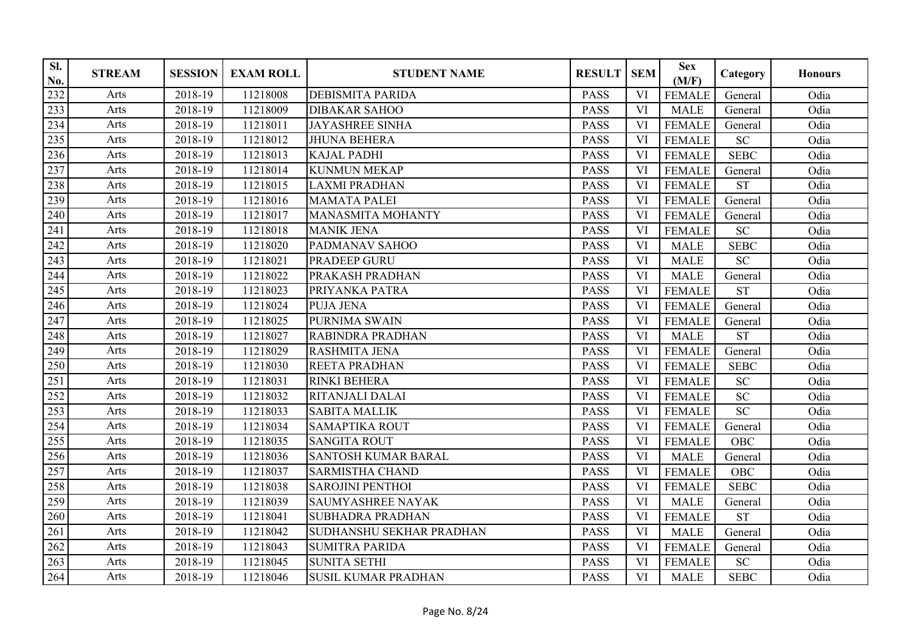| Sl. No. | STREAM | SESSION | EXAM ROLL | STUDENT NAME | RESULT | SEM | Sex (M/F) | Category | Honours |
|---|---|---|---|---|---|---|---|---|---|
| 232 | Arts | 2018-19 | 11218008 | DEBISMITA PARIDA | PASS | VI | FEMALE | General | Odia |
| 233 | Arts | 2018-19 | 11218009 | DIBAKAR SAHOO | PASS | VI | MALE | General | Odia |
| 234 | Arts | 2018-19 | 11218011 | JAYASHREE SINHA | PASS | VI | FEMALE | General | Odia |
| 235 | Arts | 2018-19 | 11218012 | JHUNA BEHERA | PASS | VI | FEMALE | SC | Odia |
| 236 | Arts | 2018-19 | 11218013 | KAJAL PADHI | PASS | VI | FEMALE | SEBC | Odia |
| 237 | Arts | 2018-19 | 11218014 | KUNMUN MEKAP | PASS | VI | FEMALE | General | Odia |
| 238 | Arts | 2018-19 | 11218015 | LAXMI PRADHAN | PASS | VI | FEMALE | ST | Odia |
| 239 | Arts | 2018-19 | 11218016 | MAMATA PALEI | PASS | VI | FEMALE | General | Odia |
| 240 | Arts | 2018-19 | 11218017 | MANASMITA MOHANTY | PASS | VI | FEMALE | General | Odia |
| 241 | Arts | 2018-19 | 11218018 | MANIK JENA | PASS | VI | FEMALE | SC | Odia |
| 242 | Arts | 2018-19 | 11218020 | PADMANAV SAHOO | PASS | VI | MALE | SEBC | Odia |
| 243 | Arts | 2018-19 | 11218021 | PRADEEP GURU | PASS | VI | MALE | SC | Odia |
| 244 | Arts | 2018-19 | 11218022 | PRAKASH PRADHAN | PASS | VI | MALE | General | Odia |
| 245 | Arts | 2018-19 | 11218023 | PRIYANKA PATRA | PASS | VI | FEMALE | ST | Odia |
| 246 | Arts | 2018-19 | 11218024 | PUJA JENA | PASS | VI | FEMALE | General | Odia |
| 247 | Arts | 2018-19 | 11218025 | PURNIMA SWAIN | PASS | VI | FEMALE | General | Odia |
| 248 | Arts | 2018-19 | 11218027 | RABINDRA PRADHAN | PASS | VI | MALE | ST | Odia |
| 249 | Arts | 2018-19 | 11218029 | RASHMITA JENA | PASS | VI | FEMALE | General | Odia |
| 250 | Arts | 2018-19 | 11218030 | REETA PRADHAN | PASS | VI | FEMALE | SEBC | Odia |
| 251 | Arts | 2018-19 | 11218031 | RINKI BEHERA | PASS | VI | FEMALE | SC | Odia |
| 252 | Arts | 2018-19 | 11218032 | RITANJALI DALAI | PASS | VI | FEMALE | SC | Odia |
| 253 | Arts | 2018-19 | 11218033 | SABITA MALLIK | PASS | VI | FEMALE | SC | Odia |
| 254 | Arts | 2018-19 | 11218034 | SAMAPTIKA ROUT | PASS | VI | FEMALE | General | Odia |
| 255 | Arts | 2018-19 | 11218035 | SANGITA ROUT | PASS | VI | FEMALE | OBC | Odia |
| 256 | Arts | 2018-19 | 11218036 | SANTOSH KUMAR BARAL | PASS | VI | MALE | General | Odia |
| 257 | Arts | 2018-19 | 11218037 | SARMISTHA CHAND | PASS | VI | FEMALE | OBC | Odia |
| 258 | Arts | 2018-19 | 11218038 | SAROJINI PENTHOI | PASS | VI | FEMALE | SEBC | Odia |
| 259 | Arts | 2018-19 | 11218039 | SAUMYASHREE NAYAK | PASS | VI | MALE | General | Odia |
| 260 | Arts | 2018-19 | 11218041 | SUBHADRA PRADHAN | PASS | VI | FEMALE | ST | Odia |
| 261 | Arts | 2018-19 | 11218042 | SUDHANSHU SEKHAR PRADHAN | PASS | VI | MALE | General | Odia |
| 262 | Arts | 2018-19 | 11218043 | SUMITRA PARIDA | PASS | VI | FEMALE | General | Odia |
| 263 | Arts | 2018-19 | 11218045 | SUNITA SETHI | PASS | VI | FEMALE | SC | Odia |
| 264 | Arts | 2018-19 | 11218046 | SUSIL KUMAR PRADHAN | PASS | VI | MALE | SEBC | Odia |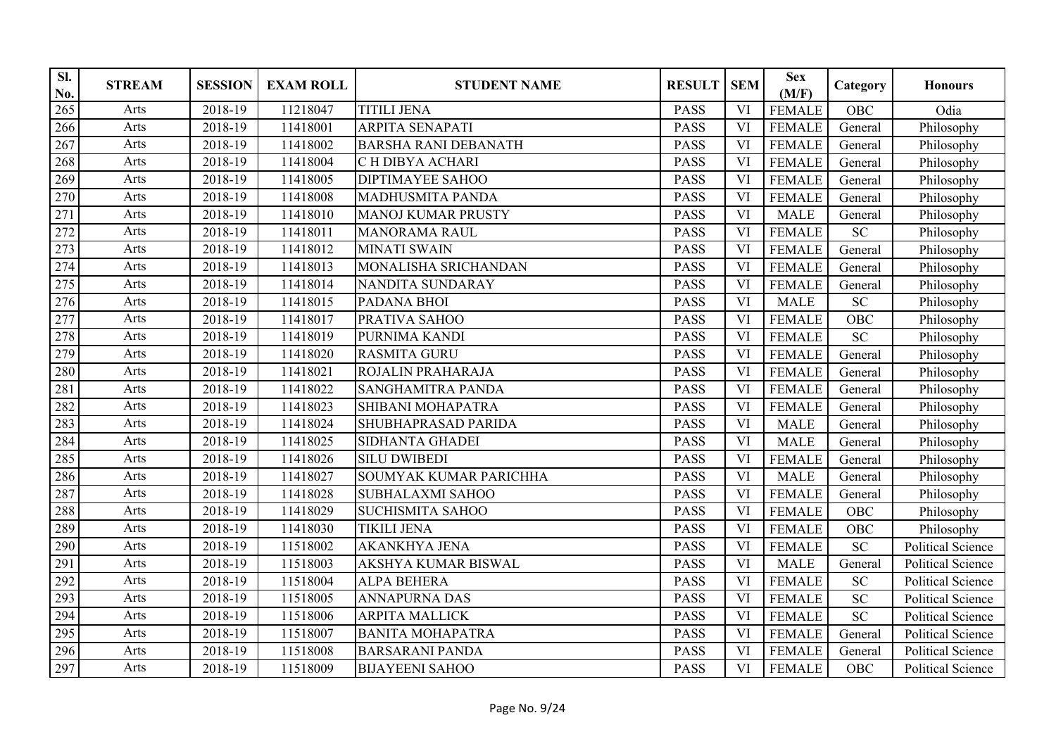| Sl. No. | STREAM | SESSION | EXAM ROLL | STUDENT NAME | RESULT | SEM | Sex (M/F) | Category | Honours |
|---|---|---|---|---|---|---|---|---|---|
| 265 | Arts | 2018-19 | 11218047 | TITILI JENA | PASS | VI | FEMALE | OBC | Odia |
| 266 | Arts | 2018-19 | 11418001 | ARPITA SENAPATI | PASS | VI | FEMALE | General | Philosophy |
| 267 | Arts | 2018-19 | 11418002 | BARSHA RANI DEBANATH | PASS | VI | FEMALE | General | Philosophy |
| 268 | Arts | 2018-19 | 11418004 | C H DIBYA ACHARI | PASS | VI | FEMALE | General | Philosophy |
| 269 | Arts | 2018-19 | 11418005 | DIPTIMAYEE SAHOO | PASS | VI | FEMALE | General | Philosophy |
| 270 | Arts | 2018-19 | 11418008 | MADHUSMITA PANDA | PASS | VI | FEMALE | General | Philosophy |
| 271 | Arts | 2018-19 | 11418010 | MANOJ KUMAR PRUSTY | PASS | VI | MALE | General | Philosophy |
| 272 | Arts | 2018-19 | 11418011 | MANORAMA RAUL | PASS | VI | FEMALE | SC | Philosophy |
| 273 | Arts | 2018-19 | 11418012 | MINATI SWAIN | PASS | VI | FEMALE | General | Philosophy |
| 274 | Arts | 2018-19 | 11418013 | MONALISHA SRICHANDAN | PASS | VI | FEMALE | General | Philosophy |
| 275 | Arts | 2018-19 | 11418014 | NANDITA SUNDARAY | PASS | VI | FEMALE | General | Philosophy |
| 276 | Arts | 2018-19 | 11418015 | PADANA BHOI | PASS | VI | MALE | SC | Philosophy |
| 277 | Arts | 2018-19 | 11418017 | PRATIVA SAHOO | PASS | VI | FEMALE | OBC | Philosophy |
| 278 | Arts | 2018-19 | 11418019 | PURNIMA KANDI | PASS | VI | FEMALE | SC | Philosophy |
| 279 | Arts | 2018-19 | 11418020 | RASMITA GURU | PASS | VI | FEMALE | General | Philosophy |
| 280 | Arts | 2018-19 | 11418021 | ROJALIN PRAHARAJA | PASS | VI | FEMALE | General | Philosophy |
| 281 | Arts | 2018-19 | 11418022 | SANGHAMITRA PANDA | PASS | VI | FEMALE | General | Philosophy |
| 282 | Arts | 2018-19 | 11418023 | SHIBANI MOHAPATRA | PASS | VI | FEMALE | General | Philosophy |
| 283 | Arts | 2018-19 | 11418024 | SHUBHAPRASAD PARIDA | PASS | VI | MALE | General | Philosophy |
| 284 | Arts | 2018-19 | 11418025 | SIDHANTA GHADEI | PASS | VI | MALE | General | Philosophy |
| 285 | Arts | 2018-19 | 11418026 | SILU DWIBEDI | PASS | VI | FEMALE | General | Philosophy |
| 286 | Arts | 2018-19 | 11418027 | SOUMYAK KUMAR PARICHHA | PASS | VI | MALE | General | Philosophy |
| 287 | Arts | 2018-19 | 11418028 | SUBHALAXMI SAHOO | PASS | VI | FEMALE | General | Philosophy |
| 288 | Arts | 2018-19 | 11418029 | SUCHISMITA SAHOO | PASS | VI | FEMALE | OBC | Philosophy |
| 289 | Arts | 2018-19 | 11418030 | TIKILI JENA | PASS | VI | FEMALE | OBC | Philosophy |
| 290 | Arts | 2018-19 | 11518002 | AKANKHYA JENA | PASS | VI | FEMALE | SC | Political Science |
| 291 | Arts | 2018-19 | 11518003 | AKSHYA KUMAR BISWAL | PASS | VI | MALE | General | Political Science |
| 292 | Arts | 2018-19 | 11518004 | ALPA BEHERA | PASS | VI | FEMALE | SC | Political Science |
| 293 | Arts | 2018-19 | 11518005 | ANNAPURNA DAS | PASS | VI | FEMALE | SC | Political Science |
| 294 | Arts | 2018-19 | 11518006 | ARPITA MALLICK | PASS | VI | FEMALE | SC | Political Science |
| 295 | Arts | 2018-19 | 11518007 | BANITA MOHAPATRA | PASS | VI | FEMALE | General | Political Science |
| 296 | Arts | 2018-19 | 11518008 | BARSARANI PANDA | PASS | VI | FEMALE | General | Political Science |
| 297 | Arts | 2018-19 | 11518009 | BIJAYEENI SAHOO | PASS | VI | FEMALE | OBC | Political Science |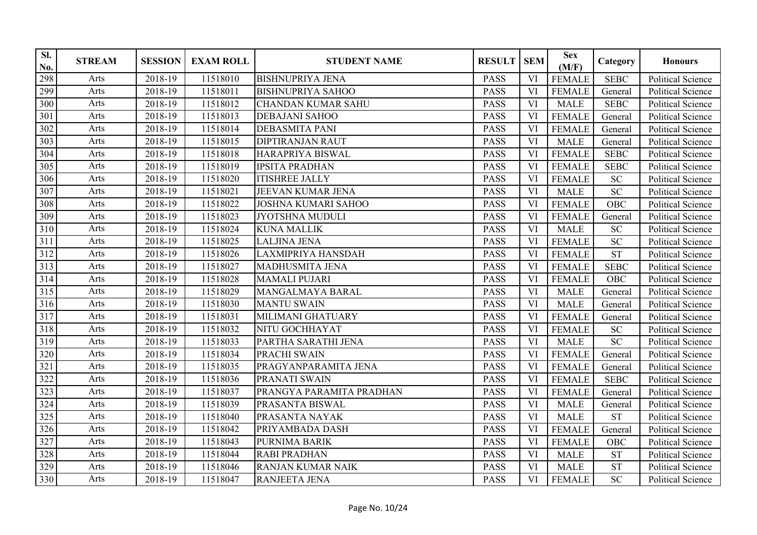| Sl. No. | STREAM | SESSION | EXAM ROLL | STUDENT NAME | RESULT | SEM | Sex (M/F) | Category | Honours |
|---|---|---|---|---|---|---|---|---|---|
| 298 | Arts | 2018-19 | 11518010 | BISHNUPRIYA JENA | PASS | VI | FEMALE | SEBC | Political Science |
| 299 | Arts | 2018-19 | 11518011 | BISHNUPRIYA SAHOO | PASS | VI | FEMALE | General | Political Science |
| 300 | Arts | 2018-19 | 11518012 | CHANDAN KUMAR SAHU | PASS | VI | MALE | SEBC | Political Science |
| 301 | Arts | 2018-19 | 11518013 | DEBAJANI SAHOO | PASS | VI | FEMALE | General | Political Science |
| 302 | Arts | 2018-19 | 11518014 | DEBASMITA PANI | PASS | VI | FEMALE | General | Political Science |
| 303 | Arts | 2018-19 | 11518015 | DIPTIRANJAN RAUT | PASS | VI | MALE | General | Political Science |
| 304 | Arts | 2018-19 | 11518018 | HARAPRIYA BISWAL | PASS | VI | FEMALE | SEBC | Political Science |
| 305 | Arts | 2018-19 | 11518019 | IPSITA PRADHAN | PASS | VI | FEMALE | SEBC | Political Science |
| 306 | Arts | 2018-19 | 11518020 | ITISHREE JALLY | PASS | VI | FEMALE | SC | Political Science |
| 307 | Arts | 2018-19 | 11518021 | JEEVAN KUMAR JENA | PASS | VI | MALE | SC | Political Science |
| 308 | Arts | 2018-19 | 11518022 | JOSHNA KUMARI SAHOO | PASS | VI | FEMALE | OBC | Political Science |
| 309 | Arts | 2018-19 | 11518023 | JYOTSHNA MUDULI | PASS | VI | FEMALE | General | Political Science |
| 310 | Arts | 2018-19 | 11518024 | KUNA MALLIK | PASS | VI | MALE | SC | Political Science |
| 311 | Arts | 2018-19 | 11518025 | LALJINA JENA | PASS | VI | FEMALE | SC | Political Science |
| 312 | Arts | 2018-19 | 11518026 | LAXMIPRIYA HANSDAH | PASS | VI | FEMALE | ST | Political Science |
| 313 | Arts | 2018-19 | 11518027 | MADHUSMITA JENA | PASS | VI | FEMALE | SEBC | Political Science |
| 314 | Arts | 2018-19 | 11518028 | MAMALI PUJARI | PASS | VI | FEMALE | OBC | Political Science |
| 315 | Arts | 2018-19 | 11518029 | MANGALMAYA BARAL | PASS | VI | MALE | General | Political Science |
| 316 | Arts | 2018-19 | 11518030 | MANTU SWAIN | PASS | VI | MALE | General | Political Science |
| 317 | Arts | 2018-19 | 11518031 | MILIMANI GHATUARY | PASS | VI | FEMALE | General | Political Science |
| 318 | Arts | 2018-19 | 11518032 | NITU GOCHHAYAT | PASS | VI | FEMALE | SC | Political Science |
| 319 | Arts | 2018-19 | 11518033 | PARTHA SARATHI JENA | PASS | VI | MALE | SC | Political Science |
| 320 | Arts | 2018-19 | 11518034 | PRACHI SWAIN | PASS | VI | FEMALE | General | Political Science |
| 321 | Arts | 2018-19 | 11518035 | PRAGYANPARAMITA JENA | PASS | VI | FEMALE | General | Political Science |
| 322 | Arts | 2018-19 | 11518036 | PRANATI SWAIN | PASS | VI | FEMALE | SEBC | Political Science |
| 323 | Arts | 2018-19 | 11518037 | PRANGYA PARAMITA PRADHAN | PASS | VI | FEMALE | General | Political Science |
| 324 | Arts | 2018-19 | 11518039 | PRASANTA BISWAL | PASS | VI | MALE | General | Political Science |
| 325 | Arts | 2018-19 | 11518040 | PRASANTA NAYAK | PASS | VI | MALE | ST | Political Science |
| 326 | Arts | 2018-19 | 11518042 | PRIYAMBADA DASH | PASS | VI | FEMALE | General | Political Science |
| 327 | Arts | 2018-19 | 11518043 | PURNIMA BARIK | PASS | VI | FEMALE | OBC | Political Science |
| 328 | Arts | 2018-19 | 11518044 | RABI PRADHAN | PASS | VI | MALE | ST | Political Science |
| 329 | Arts | 2018-19 | 11518046 | RANJAN KUMAR NAIK | PASS | VI | MALE | ST | Political Science |
| 330 | Arts | 2018-19 | 11518047 | RANJEETA JENA | PASS | VI | FEMALE | SC | Political Science |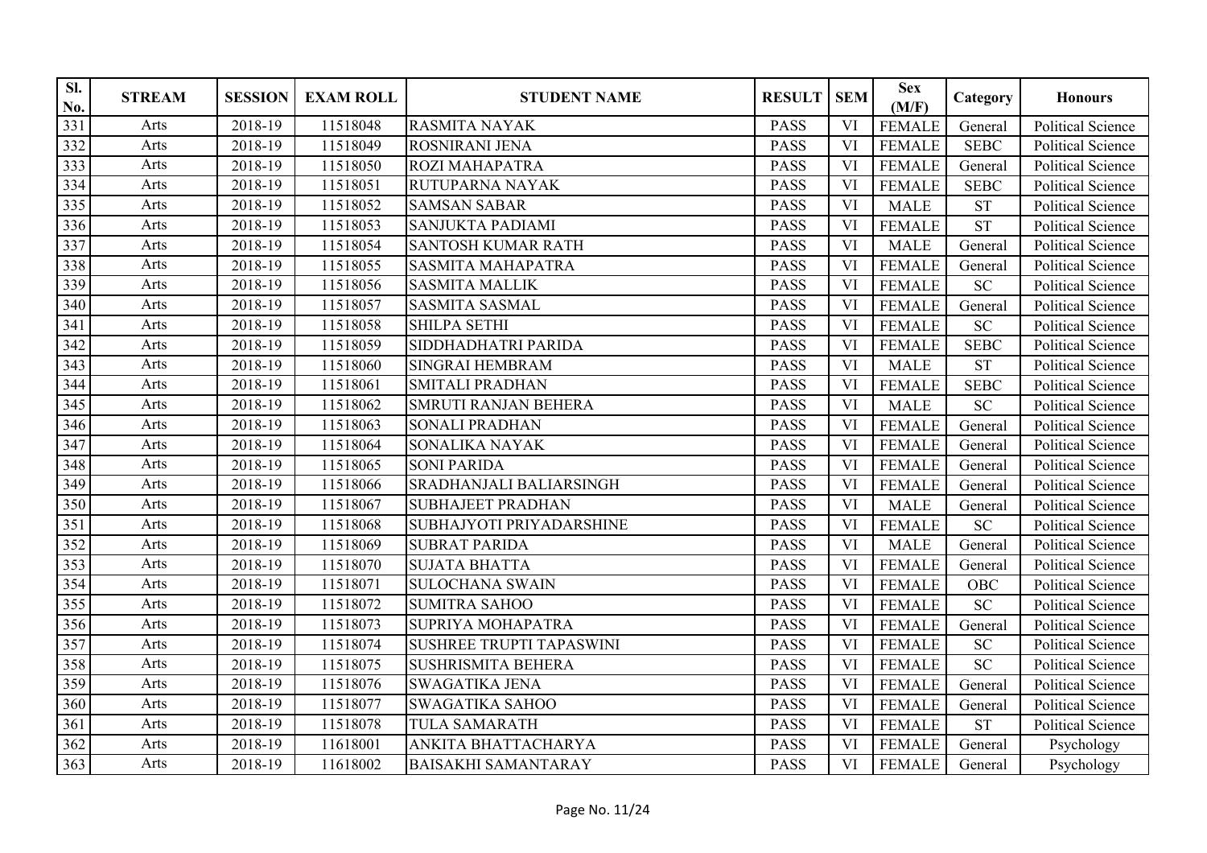| Sl. No. | STREAM | SESSION | EXAM ROLL | STUDENT NAME | RESULT | SEM | Sex (M/F) | Category | Honours |
|---|---|---|---|---|---|---|---|---|---|
| 331 | Arts | 2018-19 | 11518048 | RASMITA NAYAK | PASS | VI | FEMALE | General | Political Science |
| 332 | Arts | 2018-19 | 11518049 | ROSNIRANI JENA | PASS | VI | FEMALE | SEBC | Political Science |
| 333 | Arts | 2018-19 | 11518050 | ROZI MAHAPATRA | PASS | VI | FEMALE | General | Political Science |
| 334 | Arts | 2018-19 | 11518051 | RUTUPARNA NAYAK | PASS | VI | FEMALE | SEBC | Political Science |
| 335 | Arts | 2018-19 | 11518052 | SAMSAN SABAR | PASS | VI | MALE | ST | Political Science |
| 336 | Arts | 2018-19 | 11518053 | SANJUKTA PADIAMI | PASS | VI | FEMALE | ST | Political Science |
| 337 | Arts | 2018-19 | 11518054 | SANTOSH KUMAR RATH | PASS | VI | MALE | General | Political Science |
| 338 | Arts | 2018-19 | 11518055 | SASMITA MAHAPATRA | PASS | VI | FEMALE | General | Political Science |
| 339 | Arts | 2018-19 | 11518056 | SASMITA MALLIK | PASS | VI | FEMALE | SC | Political Science |
| 340 | Arts | 2018-19 | 11518057 | SASMITA SASMAL | PASS | VI | FEMALE | General | Political Science |
| 341 | Arts | 2018-19 | 11518058 | SHILPA SETHI | PASS | VI | FEMALE | SC | Political Science |
| 342 | Arts | 2018-19 | 11518059 | SIDDHADHATRI PARIDA | PASS | VI | FEMALE | SEBC | Political Science |
| 343 | Arts | 2018-19 | 11518060 | SINGRAI HEMBRAM | PASS | VI | MALE | ST | Political Science |
| 344 | Arts | 2018-19 | 11518061 | SMITALI PRADHAN | PASS | VI | FEMALE | SEBC | Political Science |
| 345 | Arts | 2018-19 | 11518062 | SMRUTI RANJAN BEHERA | PASS | VI | MALE | SC | Political Science |
| 346 | Arts | 2018-19 | 11518063 | SONALI PRADHAN | PASS | VI | FEMALE | General | Political Science |
| 347 | Arts | 2018-19 | 11518064 | SONALIKA NAYAK | PASS | VI | FEMALE | General | Political Science |
| 348 | Arts | 2018-19 | 11518065 | SONI PARIDA | PASS | VI | FEMALE | General | Political Science |
| 349 | Arts | 2018-19 | 11518066 | SRADHANJALI BALIARSINGH | PASS | VI | FEMALE | General | Political Science |
| 350 | Arts | 2018-19 | 11518067 | SUBHAJEET PRADHAN | PASS | VI | MALE | General | Political Science |
| 351 | Arts | 2018-19 | 11518068 | SUBHAJYOTI PRIYADARSHINE | PASS | VI | FEMALE | SC | Political Science |
| 352 | Arts | 2018-19 | 11518069 | SUBRAT PARIDA | PASS | VI | MALE | General | Political Science |
| 353 | Arts | 2018-19 | 11518070 | SUJATA BHATTA | PASS | VI | FEMALE | General | Political Science |
| 354 | Arts | 2018-19 | 11518071 | SULOCHANA SWAIN | PASS | VI | FEMALE | OBC | Political Science |
| 355 | Arts | 2018-19 | 11518072 | SUMITRA SAHOO | PASS | VI | FEMALE | SC | Political Science |
| 356 | Arts | 2018-19 | 11518073 | SUPRIYA MOHAPATRA | PASS | VI | FEMALE | General | Political Science |
| 357 | Arts | 2018-19 | 11518074 | SUSHREE TRUPTI TAPASWINI | PASS | VI | FEMALE | SC | Political Science |
| 358 | Arts | 2018-19 | 11518075 | SUSHRISMITA BEHERA | PASS | VI | FEMALE | SC | Political Science |
| 359 | Arts | 2018-19 | 11518076 | SWAGATIKA JENA | PASS | VI | FEMALE | General | Political Science |
| 360 | Arts | 2018-19 | 11518077 | SWAGATIKA SAHOO | PASS | VI | FEMALE | General | Political Science |
| 361 | Arts | 2018-19 | 11518078 | TULA SAMARATH | PASS | VI | FEMALE | ST | Political Science |
| 362 | Arts | 2018-19 | 11618001 | ANKITA BHATTACHARYA | PASS | VI | FEMALE | General | Psychology |
| 363 | Arts | 2018-19 | 11618002 | BAISAKHI SAMANTARAY | PASS | VI | FEMALE | General | Psychology |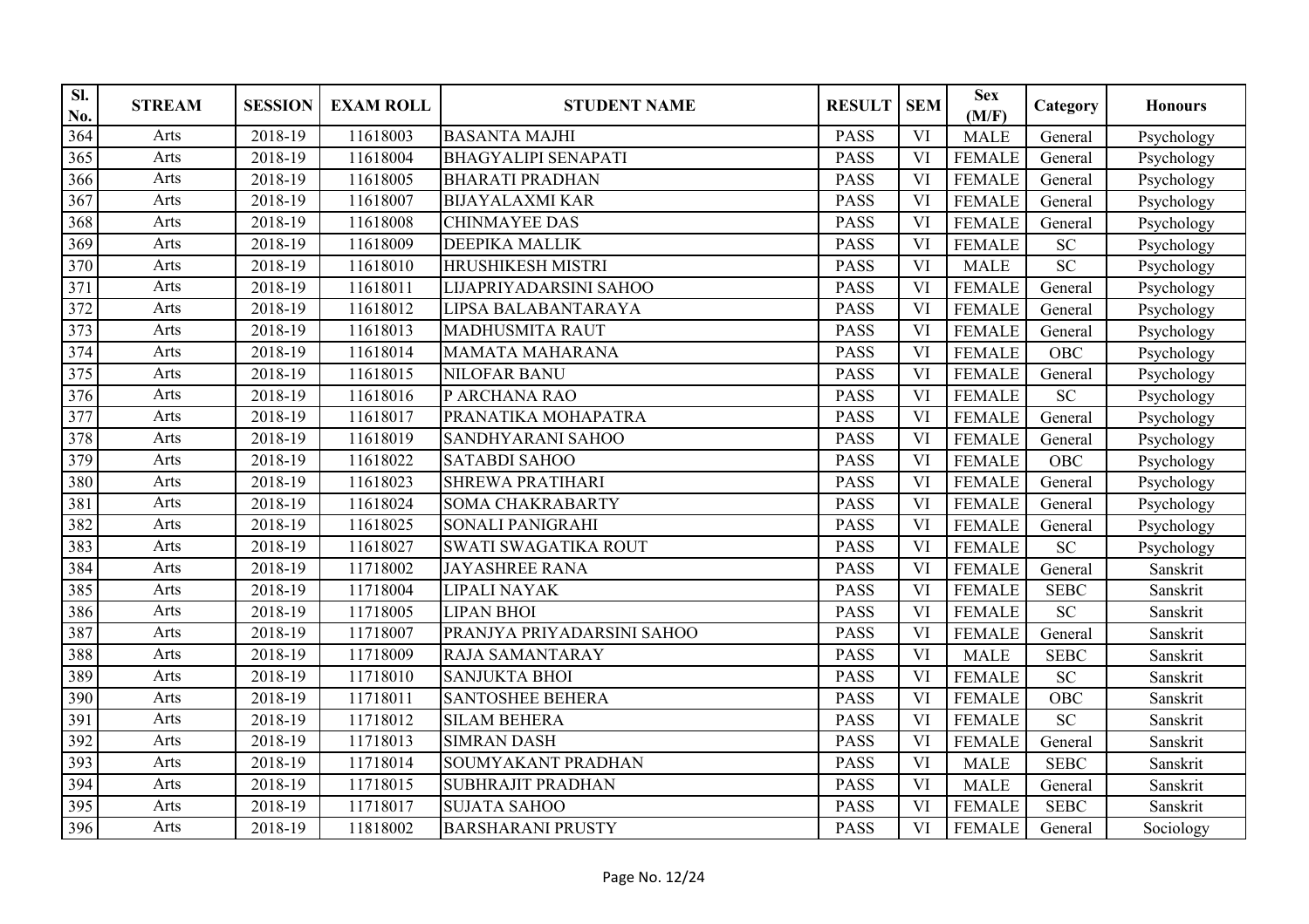| Sl. No. | STREAM | SESSION | EXAM ROLL | STUDENT NAME | RESULT | SEM | Sex (M/F) | Category | Honours |
|---|---|---|---|---|---|---|---|---|---|
| 364 | Arts | 2018-19 | 11618003 | BASANTA MAJHI | PASS | VI | MALE | General | Psychology |
| 365 | Arts | 2018-19 | 11618004 | BHAGYALIPI SENAPATI | PASS | VI | FEMALE | General | Psychology |
| 366 | Arts | 2018-19 | 11618005 | BHARATI PRADHAN | PASS | VI | FEMALE | General | Psychology |
| 367 | Arts | 2018-19 | 11618007 | BIJAYALAXMI KAR | PASS | VI | FEMALE | General | Psychology |
| 368 | Arts | 2018-19 | 11618008 | CHINMAYEE DAS | PASS | VI | FEMALE | General | Psychology |
| 369 | Arts | 2018-19 | 11618009 | DEEPIKA MALLIK | PASS | VI | FEMALE | SC | Psychology |
| 370 | Arts | 2018-19 | 11618010 | HRUSHIKESH MISTRI | PASS | VI | MALE | SC | Psychology |
| 371 | Arts | 2018-19 | 11618011 | LIJAPRIYADARSINI SAHOO | PASS | VI | FEMALE | General | Psychology |
| 372 | Arts | 2018-19 | 11618012 | LIPSA BALABANTARAYA | PASS | VI | FEMALE | General | Psychology |
| 373 | Arts | 2018-19 | 11618013 | MADHUSMITA RAUT | PASS | VI | FEMALE | General | Psychology |
| 374 | Arts | 2018-19 | 11618014 | MAMATA MAHARANA | PASS | VI | FEMALE | OBC | Psychology |
| 375 | Arts | 2018-19 | 11618015 | NILOFAR BANU | PASS | VI | FEMALE | General | Psychology |
| 376 | Arts | 2018-19 | 11618016 | P ARCHANA RAO | PASS | VI | FEMALE | SC | Psychology |
| 377 | Arts | 2018-19 | 11618017 | PRANATIKA MOHAPATRA | PASS | VI | FEMALE | General | Psychology |
| 378 | Arts | 2018-19 | 11618019 | SANDHYARANI SAHOO | PASS | VI | FEMALE | General | Psychology |
| 379 | Arts | 2018-19 | 11618022 | SATABDI SAHOO | PASS | VI | FEMALE | OBC | Psychology |
| 380 | Arts | 2018-19 | 11618023 | SHREWA PRATIHARI | PASS | VI | FEMALE | General | Psychology |
| 381 | Arts | 2018-19 | 11618024 | SOMA CHAKRABARTY | PASS | VI | FEMALE | General | Psychology |
| 382 | Arts | 2018-19 | 11618025 | SONALI PANIGRAHI | PASS | VI | FEMALE | General | Psychology |
| 383 | Arts | 2018-19 | 11618027 | SWATI SWAGATIKA ROUT | PASS | VI | FEMALE | SC | Psychology |
| 384 | Arts | 2018-19 | 11718002 | JAYASHREE RANA | PASS | VI | FEMALE | General | Sanskrit |
| 385 | Arts | 2018-19 | 11718004 | LIPALI NAYAK | PASS | VI | FEMALE | SEBC | Sanskrit |
| 386 | Arts | 2018-19 | 11718005 | LIPAN BHOI | PASS | VI | FEMALE | SC | Sanskrit |
| 387 | Arts | 2018-19 | 11718007 | PRANJYA PRIYADARSINI SAHOO | PASS | VI | FEMALE | General | Sanskrit |
| 388 | Arts | 2018-19 | 11718009 | RAJA SAMANTARAY | PASS | VI | MALE | SEBC | Sanskrit |
| 389 | Arts | 2018-19 | 11718010 | SANJUKTA BHOI | PASS | VI | FEMALE | SC | Sanskrit |
| 390 | Arts | 2018-19 | 11718011 | SANTOSHEE BEHERA | PASS | VI | FEMALE | OBC | Sanskrit |
| 391 | Arts | 2018-19 | 11718012 | SILAM BEHERA | PASS | VI | FEMALE | SC | Sanskrit |
| 392 | Arts | 2018-19 | 11718013 | SIMRAN DASH | PASS | VI | FEMALE | General | Sanskrit |
| 393 | Arts | 2018-19 | 11718014 | SOUMYAKANT PRADHAN | PASS | VI | MALE | SEBC | Sanskrit |
| 394 | Arts | 2018-19 | 11718015 | SUBHRAJIT PRADHAN | PASS | VI | MALE | General | Sanskrit |
| 395 | Arts | 2018-19 | 11718017 | SUJATA SAHOO | PASS | VI | FEMALE | SEBC | Sanskrit |
| 396 | Arts | 2018-19 | 11818002 | BARSHARANI PRUSTY | PASS | VI | FEMALE | General | Sociology |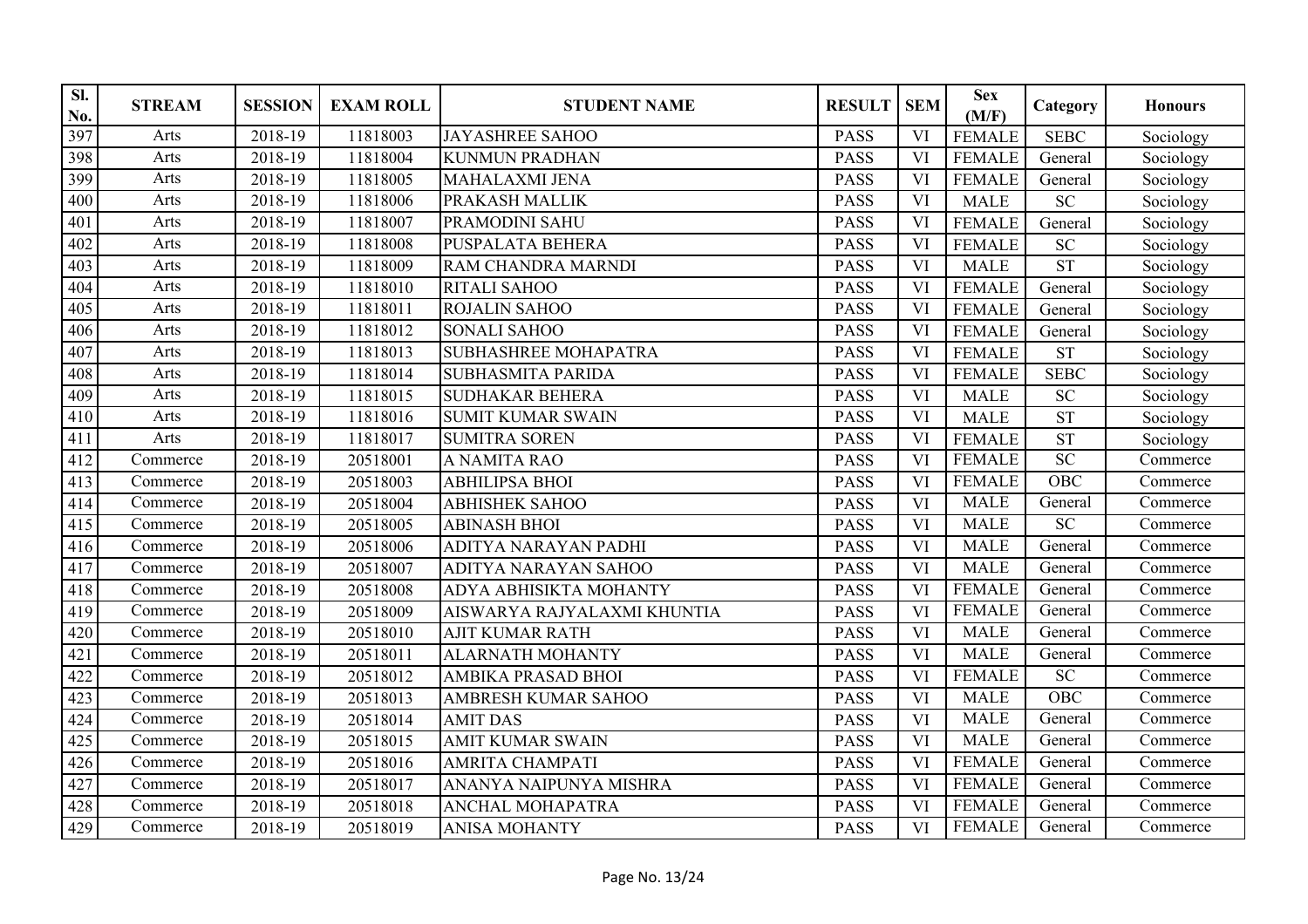| Sl. No. | STREAM | SESSION | EXAM ROLL | STUDENT NAME | RESULT | SEM | Sex (M/F) | Category | Honours |
|---|---|---|---|---|---|---|---|---|---|
| 397 | Arts | 2018-19 | 11818003 | JAYASHREE SAHOO | PASS | VI | FEMALE | SEBC | Sociology |
| 398 | Arts | 2018-19 | 11818004 | KUNMUN PRADHAN | PASS | VI | FEMALE | General | Sociology |
| 399 | Arts | 2018-19 | 11818005 | MAHALAXMI JENA | PASS | VI | FEMALE | General | Sociology |
| 400 | Arts | 2018-19 | 11818006 | PRAKASH MALLIK | PASS | VI | MALE | SC | Sociology |
| 401 | Arts | 2018-19 | 11818007 | PRAMODINI SAHU | PASS | VI | FEMALE | General | Sociology |
| 402 | Arts | 2018-19 | 11818008 | PUSPALATA BEHERA | PASS | VI | FEMALE | SC | Sociology |
| 403 | Arts | 2018-19 | 11818009 | RAM CHANDRA MARNDI | PASS | VI | MALE | ST | Sociology |
| 404 | Arts | 2018-19 | 11818010 | RITALI SAHOO | PASS | VI | FEMALE | General | Sociology |
| 405 | Arts | 2018-19 | 11818011 | ROJALIN SAHOO | PASS | VI | FEMALE | General | Sociology |
| 406 | Arts | 2018-19 | 11818012 | SONALI SAHOO | PASS | VI | FEMALE | General | Sociology |
| 407 | Arts | 2018-19 | 11818013 | SUBHASHREE MOHAPATRA | PASS | VI | FEMALE | ST | Sociology |
| 408 | Arts | 2018-19 | 11818014 | SUBHASMITA PARIDA | PASS | VI | FEMALE | SEBC | Sociology |
| 409 | Arts | 2018-19 | 11818015 | SUDHAKAR BEHERA | PASS | VI | MALE | SC | Sociology |
| 410 | Arts | 2018-19 | 11818016 | SUMIT KUMAR SWAIN | PASS | VI | MALE | ST | Sociology |
| 411 | Arts | 2018-19 | 11818017 | SUMITRA SOREN | PASS | VI | FEMALE | ST | Sociology |
| 412 | Commerce | 2018-19 | 20518001 | A NAMITA RAO | PASS | VI | FEMALE | SC | Commerce |
| 413 | Commerce | 2018-19 | 20518003 | ABHILIPSA BHOI | PASS | VI | FEMALE | OBC | Commerce |
| 414 | Commerce | 2018-19 | 20518004 | ABHISHEK SAHOO | PASS | VI | MALE | General | Commerce |
| 415 | Commerce | 2018-19 | 20518005 | ABINASH BHOI | PASS | VI | MALE | SC | Commerce |
| 416 | Commerce | 2018-19 | 20518006 | ADITYA NARAYAN PADHI | PASS | VI | MALE | General | Commerce |
| 417 | Commerce | 2018-19 | 20518007 | ADITYA NARAYAN SAHOO | PASS | VI | MALE | General | Commerce |
| 418 | Commerce | 2018-19 | 20518008 | ADYA ABHISIKTA MOHANTY | PASS | VI | FEMALE | General | Commerce |
| 419 | Commerce | 2018-19 | 20518009 | AISWARYA RAJYALAXMI KHUNTIA | PASS | VI | FEMALE | General | Commerce |
| 420 | Commerce | 2018-19 | 20518010 | AJIT KUMAR RATH | PASS | VI | MALE | General | Commerce |
| 421 | Commerce | 2018-19 | 20518011 | ALARNATH MOHANTY | PASS | VI | MALE | General | Commerce |
| 422 | Commerce | 2018-19 | 20518012 | AMBIKA PRASAD BHOI | PASS | VI | FEMALE | SC | Commerce |
| 423 | Commerce | 2018-19 | 20518013 | AMBRESH KUMAR SAHOO | PASS | VI | MALE | OBC | Commerce |
| 424 | Commerce | 2018-19 | 20518014 | AMIT DAS | PASS | VI | MALE | General | Commerce |
| 425 | Commerce | 2018-19 | 20518015 | AMIT KUMAR SWAIN | PASS | VI | MALE | General | Commerce |
| 426 | Commerce | 2018-19 | 20518016 | AMRITA CHAMPATI | PASS | VI | FEMALE | General | Commerce |
| 427 | Commerce | 2018-19 | 20518017 | ANANYA NAIPUNYA MISHRA | PASS | VI | FEMALE | General | Commerce |
| 428 | Commerce | 2018-19 | 20518018 | ANCHAL MOHAPATRA | PASS | VI | FEMALE | General | Commerce |
| 429 | Commerce | 2018-19 | 20518019 | ANISA MOHANTY | PASS | VI | FEMALE | General | Commerce |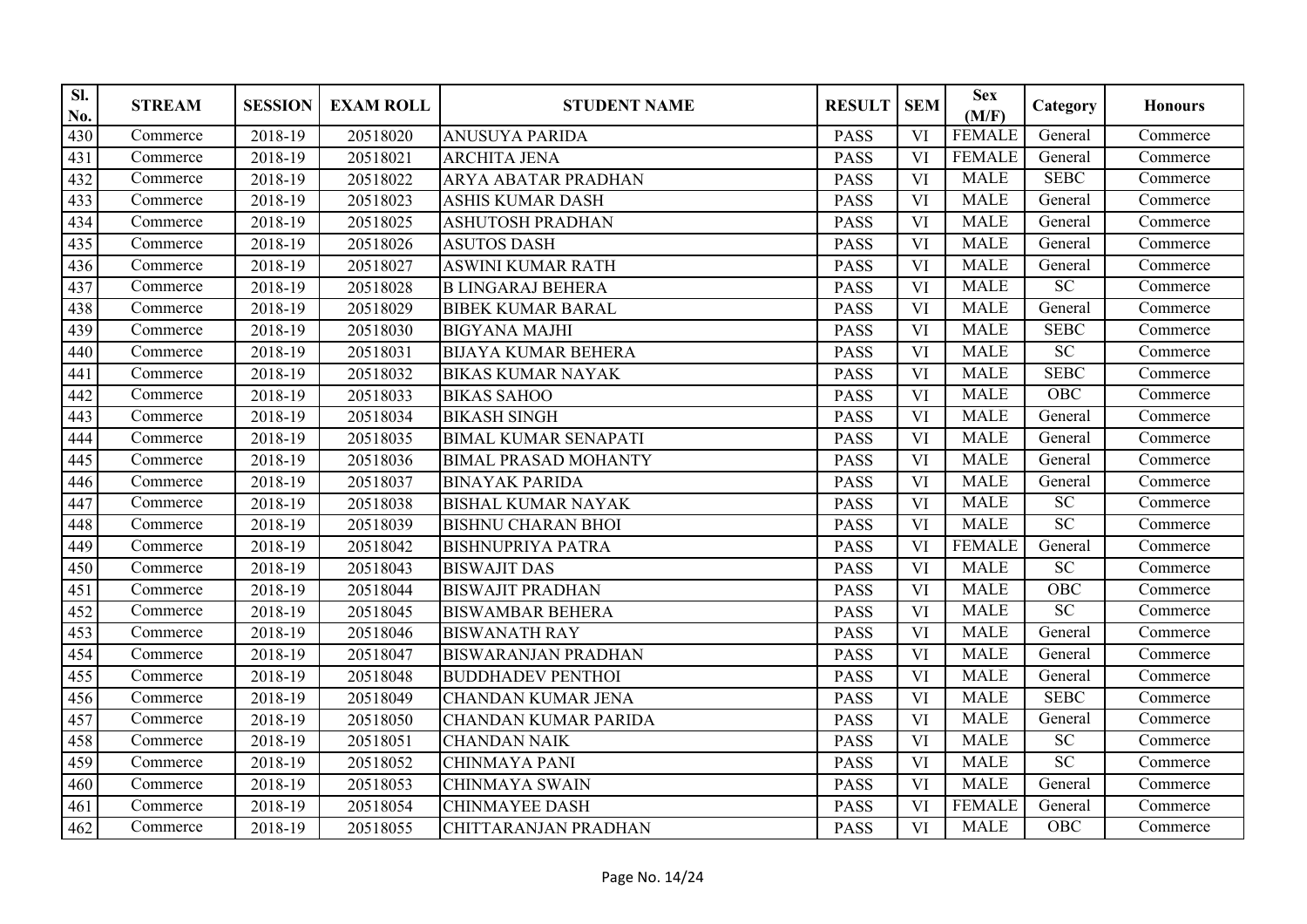| Sl. No. | STREAM | SESSION | EXAM ROLL | STUDENT NAME | RESULT | SEM | Sex (M/F) | Category | Honours |
|---|---|---|---|---|---|---|---|---|---|
| 430 | Commerce | 2018-19 | 20518020 | ANUSUYA PARIDA | PASS | VI | FEMALE | General | Commerce |
| 431 | Commerce | 2018-19 | 20518021 | ARCHITA JENA | PASS | VI | FEMALE | General | Commerce |
| 432 | Commerce | 2018-19 | 20518022 | ARYA ABATAR PRADHAN | PASS | VI | MALE | SEBC | Commerce |
| 433 | Commerce | 2018-19 | 20518023 | ASHIS KUMAR DASH | PASS | VI | MALE | General | Commerce |
| 434 | Commerce | 2018-19 | 20518025 | ASHUTOSH PRADHAN | PASS | VI | MALE | General | Commerce |
| 435 | Commerce | 2018-19 | 20518026 | ASUTOS DASH | PASS | VI | MALE | General | Commerce |
| 436 | Commerce | 2018-19 | 20518027 | ASWINI KUMAR RATH | PASS | VI | MALE | General | Commerce |
| 437 | Commerce | 2018-19 | 20518028 | B LINGARAJ BEHERA | PASS | VI | MALE | SC | Commerce |
| 438 | Commerce | 2018-19 | 20518029 | BIBEK KUMAR BARAL | PASS | VI | MALE | General | Commerce |
| 439 | Commerce | 2018-19 | 20518030 | BIGYANA MAJHI | PASS | VI | MALE | SEBC | Commerce |
| 440 | Commerce | 2018-19 | 20518031 | BIJAYA KUMAR BEHERA | PASS | VI | MALE | SC | Commerce |
| 441 | Commerce | 2018-19 | 20518032 | BIKAS KUMAR NAYAK | PASS | VI | MALE | SEBC | Commerce |
| 442 | Commerce | 2018-19 | 20518033 | BIKAS SAHOO | PASS | VI | MALE | OBC | Commerce |
| 443 | Commerce | 2018-19 | 20518034 | BIKASH SINGH | PASS | VI | MALE | General | Commerce |
| 444 | Commerce | 2018-19 | 20518035 | BIMAL KUMAR SENAPATI | PASS | VI | MALE | General | Commerce |
| 445 | Commerce | 2018-19 | 20518036 | BIMAL PRASAD MOHANTY | PASS | VI | MALE | General | Commerce |
| 446 | Commerce | 2018-19 | 20518037 | BINAYAK PARIDA | PASS | VI | MALE | General | Commerce |
| 447 | Commerce | 2018-19 | 20518038 | BISHAL KUMAR NAYAK | PASS | VI | MALE | SC | Commerce |
| 448 | Commerce | 2018-19 | 20518039 | BISHNU CHARAN BHOI | PASS | VI | MALE | SC | Commerce |
| 449 | Commerce | 2018-19 | 20518042 | BISHNUPRIYA PATRA | PASS | VI | FEMALE | General | Commerce |
| 450 | Commerce | 2018-19 | 20518043 | BISWAJIT DAS | PASS | VI | MALE | SC | Commerce |
| 451 | Commerce | 2018-19 | 20518044 | BISWAJIT PRADHAN | PASS | VI | MALE | OBC | Commerce |
| 452 | Commerce | 2018-19 | 20518045 | BISWAMBAR BEHERA | PASS | VI | MALE | SC | Commerce |
| 453 | Commerce | 2018-19 | 20518046 | BISWANATH RAY | PASS | VI | MALE | General | Commerce |
| 454 | Commerce | 2018-19 | 20518047 | BISWARANJAN PRADHAN | PASS | VI | MALE | General | Commerce |
| 455 | Commerce | 2018-19 | 20518048 | BUDDHADEV PENTHOI | PASS | VI | MALE | General | Commerce |
| 456 | Commerce | 2018-19 | 20518049 | CHANDAN KUMAR JENA | PASS | VI | MALE | SEBC | Commerce |
| 457 | Commerce | 2018-19 | 20518050 | CHANDAN KUMAR PARIDA | PASS | VI | MALE | General | Commerce |
| 458 | Commerce | 2018-19 | 20518051 | CHANDAN NAIK | PASS | VI | MALE | SC | Commerce |
| 459 | Commerce | 2018-19 | 20518052 | CHINMAYA PANI | PASS | VI | MALE | SC | Commerce |
| 460 | Commerce | 2018-19 | 20518053 | CHINMAYA SWAIN | PASS | VI | MALE | General | Commerce |
| 461 | Commerce | 2018-19 | 20518054 | CHINMAYEE DASH | PASS | VI | FEMALE | General | Commerce |
| 462 | Commerce | 2018-19 | 20518055 | CHITTARANJAN PRADHAN | PASS | VI | MALE | OBC | Commerce |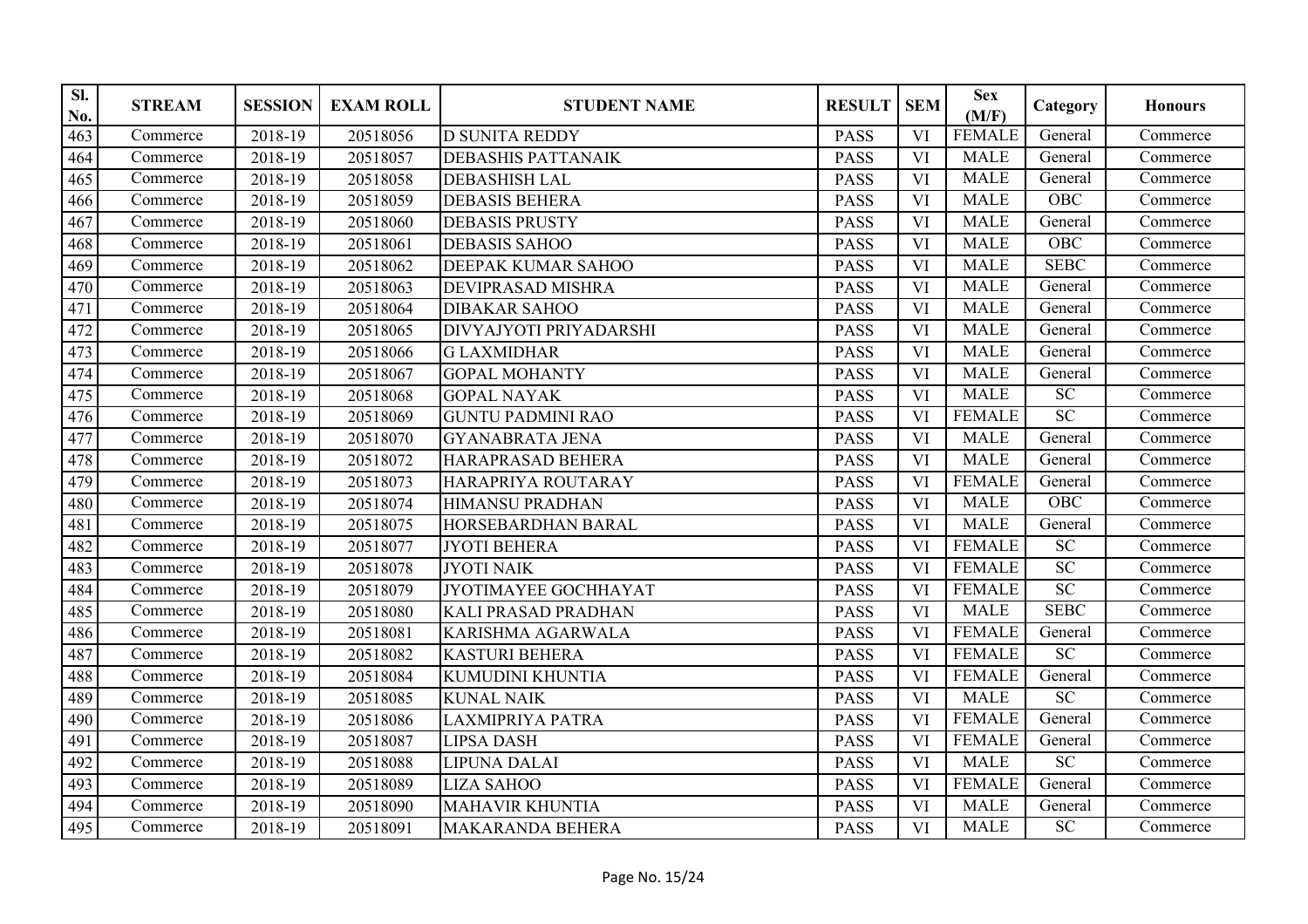| Sl. No. | STREAM | SESSION | EXAM ROLL | STUDENT NAME | RESULT | SEM | Sex (M/F) | Category | Honours |
|---|---|---|---|---|---|---|---|---|---|
| 463 | Commerce | 2018-19 | 20518056 | D SUNITA REDDY | PASS | VI | FEMALE | General | Commerce |
| 464 | Commerce | 2018-19 | 20518057 | DEBASHIS PATTANAIK | PASS | VI | MALE | General | Commerce |
| 465 | Commerce | 2018-19 | 20518058 | DEBASHISH LAL | PASS | VI | MALE | General | Commerce |
| 466 | Commerce | 2018-19 | 20518059 | DEBASIS BEHERA | PASS | VI | MALE | OBC | Commerce |
| 467 | Commerce | 2018-19 | 20518060 | DEBASIS PRUSTY | PASS | VI | MALE | General | Commerce |
| 468 | Commerce | 2018-19 | 20518061 | DEBASIS SAHOO | PASS | VI | MALE | OBC | Commerce |
| 469 | Commerce | 2018-19 | 20518062 | DEEPAK KUMAR SAHOO | PASS | VI | MALE | SEBC | Commerce |
| 470 | Commerce | 2018-19 | 20518063 | DEVIPRASAD MISHRA | PASS | VI | MALE | General | Commerce |
| 471 | Commerce | 2018-19 | 20518064 | DIBAKAR SAHOO | PASS | VI | MALE | General | Commerce |
| 472 | Commerce | 2018-19 | 20518065 | DIVYAJYOTI PRIYADARSHI | PASS | VI | MALE | General | Commerce |
| 473 | Commerce | 2018-19 | 20518066 | G LAXMIDHAR | PASS | VI | MALE | General | Commerce |
| 474 | Commerce | 2018-19 | 20518067 | GOPAL MOHANTY | PASS | VI | MALE | General | Commerce |
| 475 | Commerce | 2018-19 | 20518068 | GOPAL NAYAK | PASS | VI | MALE | SC | Commerce |
| 476 | Commerce | 2018-19 | 20518069 | GUNTU PADMINI RAO | PASS | VI | FEMALE | SC | Commerce |
| 477 | Commerce | 2018-19 | 20518070 | GYANABRATA JENA | PASS | VI | MALE | General | Commerce |
| 478 | Commerce | 2018-19 | 20518072 | HARAPRASAD BEHERA | PASS | VI | MALE | General | Commerce |
| 479 | Commerce | 2018-19 | 20518073 | HARAPRIYA ROUTARAY | PASS | VI | FEMALE | General | Commerce |
| 480 | Commerce | 2018-19 | 20518074 | HIMANSU PRADHAN | PASS | VI | MALE | OBC | Commerce |
| 481 | Commerce | 2018-19 | 20518075 | HORSEBARDHAN BARAL | PASS | VI | MALE | General | Commerce |
| 482 | Commerce | 2018-19 | 20518077 | JYOTI BEHERA | PASS | VI | FEMALE | SC | Commerce |
| 483 | Commerce | 2018-19 | 20518078 | JYOTI NAIK | PASS | VI | FEMALE | SC | Commerce |
| 484 | Commerce | 2018-19 | 20518079 | JYOTIMAYEE GOCHHAYAT | PASS | VI | FEMALE | SC | Commerce |
| 485 | Commerce | 2018-19 | 20518080 | KALI PRASAD PRADHAN | PASS | VI | MALE | SEBC | Commerce |
| 486 | Commerce | 2018-19 | 20518081 | KARISHMA AGARWALA | PASS | VI | FEMALE | General | Commerce |
| 487 | Commerce | 2018-19 | 20518082 | KASTURI BEHERA | PASS | VI | FEMALE | SC | Commerce |
| 488 | Commerce | 2018-19 | 20518084 | KUMUDINI KHUNTIA | PASS | VI | FEMALE | General | Commerce |
| 489 | Commerce | 2018-19 | 20518085 | KUNAL NAIK | PASS | VI | MALE | SC | Commerce |
| 490 | Commerce | 2018-19 | 20518086 | LAXMIPRIYA PATRA | PASS | VI | FEMALE | General | Commerce |
| 491 | Commerce | 2018-19 | 20518087 | LIPSA DASH | PASS | VI | FEMALE | General | Commerce |
| 492 | Commerce | 2018-19 | 20518088 | LIPUNA DALAI | PASS | VI | MALE | SC | Commerce |
| 493 | Commerce | 2018-19 | 20518089 | LIZA SAHOO | PASS | VI | FEMALE | General | Commerce |
| 494 | Commerce | 2018-19 | 20518090 | MAHAVIR KHUNTIA | PASS | VI | MALE | General | Commerce |
| 495 | Commerce | 2018-19 | 20518091 | MAKARANDA BEHERA | PASS | VI | MALE | SC | Commerce |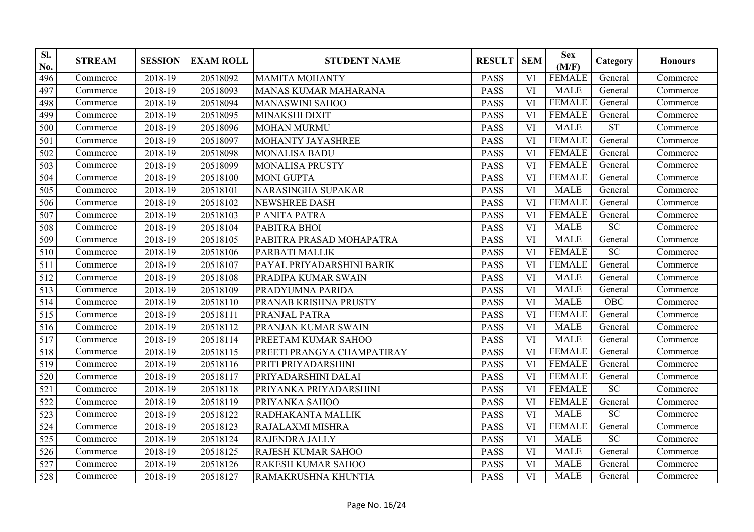| Sl. No. | STREAM | SESSION | EXAM ROLL | STUDENT NAME | RESULT | SEM | Sex (M/F) | Category | Honours |
|---|---|---|---|---|---|---|---|---|---|
| 496 | Commerce | 2018-19 | 20518092 | MAMITA MOHANTY | PASS | VI | FEMALE | General | Commerce |
| 497 | Commerce | 2018-19 | 20518093 | MANAS KUMAR MAHARANA | PASS | VI | MALE | General | Commerce |
| 498 | Commerce | 2018-19 | 20518094 | MANASWINI SAHOO | PASS | VI | FEMALE | General | Commerce |
| 499 | Commerce | 2018-19 | 20518095 | MINAKSHI DIXIT | PASS | VI | FEMALE | General | Commerce |
| 500 | Commerce | 2018-19 | 20518096 | MOHAN MURMU | PASS | VI | MALE | ST | Commerce |
| 501 | Commerce | 2018-19 | 20518097 | MOHANTY JAYASHREE | PASS | VI | FEMALE | General | Commerce |
| 502 | Commerce | 2018-19 | 20518098 | MONALISA BADU | PASS | VI | FEMALE | General | Commerce |
| 503 | Commerce | 2018-19 | 20518099 | MONALISA PRUSTY | PASS | VI | FEMALE | General | Commerce |
| 504 | Commerce | 2018-19 | 20518100 | MONI GUPTA | PASS | VI | FEMALE | General | Commerce |
| 505 | Commerce | 2018-19 | 20518101 | NARASINGHA SUPAKAR | PASS | VI | MALE | General | Commerce |
| 506 | Commerce | 2018-19 | 20518102 | NEWSHREE DASH | PASS | VI | FEMALE | General | Commerce |
| 507 | Commerce | 2018-19 | 20518103 | P ANITA PATRA | PASS | VI | FEMALE | General | Commerce |
| 508 | Commerce | 2018-19 | 20518104 | PABITRA BHOI | PASS | VI | MALE | SC | Commerce |
| 509 | Commerce | 2018-19 | 20518105 | PABITRA PRASAD MOHAPATRA | PASS | VI | MALE | General | Commerce |
| 510 | Commerce | 2018-19 | 20518106 | PARBATI MALLIK | PASS | VI | FEMALE | SC | Commerce |
| 511 | Commerce | 2018-19 | 20518107 | PAYAL PRIYADARSHINI BARIK | PASS | VI | FEMALE | General | Commerce |
| 512 | Commerce | 2018-19 | 20518108 | PRADIPA KUMAR SWAIN | PASS | VI | MALE | General | Commerce |
| 513 | Commerce | 2018-19 | 20518109 | PRADYUMNA PARIDA | PASS | VI | MALE | General | Commerce |
| 514 | Commerce | 2018-19 | 20518110 | PRANAB KRISHNA PRUSTY | PASS | VI | MALE | OBC | Commerce |
| 515 | Commerce | 2018-19 | 20518111 | PRANJAL PATRA | PASS | VI | FEMALE | General | Commerce |
| 516 | Commerce | 2018-19 | 20518112 | PRANJAN KUMAR SWAIN | PASS | VI | MALE | General | Commerce |
| 517 | Commerce | 2018-19 | 20518114 | PREETAM KUMAR SAHOO | PASS | VI | MALE | General | Commerce |
| 518 | Commerce | 2018-19 | 20518115 | PREETI PRANGYA CHAMPATIRAY | PASS | VI | FEMALE | General | Commerce |
| 519 | Commerce | 2018-19 | 20518116 | PRITI PRIYADARSHINI | PASS | VI | FEMALE | General | Commerce |
| 520 | Commerce | 2018-19 | 20518117 | PRIYADARSHINI DALAI | PASS | VI | FEMALE | General | Commerce |
| 521 | Commerce | 2018-19 | 20518118 | PRIYANKA PRIYADARSHINI | PASS | VI | FEMALE | SC | Commerce |
| 522 | Commerce | 2018-19 | 20518119 | PRIYANKA SAHOO | PASS | VI | FEMALE | General | Commerce |
| 523 | Commerce | 2018-19 | 20518122 | RADHAKANTA MALLIK | PASS | VI | MALE | SC | Commerce |
| 524 | Commerce | 2018-19 | 20518123 | RAJALAXMI MISHRA | PASS | VI | FEMALE | General | Commerce |
| 525 | Commerce | 2018-19 | 20518124 | RAJENDRA JALLY | PASS | VI | MALE | SC | Commerce |
| 526 | Commerce | 2018-19 | 20518125 | RAJESH KUMAR SAHOO | PASS | VI | MALE | General | Commerce |
| 527 | Commerce | 2018-19 | 20518126 | RAKESH KUMAR SAHOO | PASS | VI | MALE | General | Commerce |
| 528 | Commerce | 2018-19 | 20518127 | RAMAKRUSHNA KHUNTIA | PASS | VI | MALE | General | Commerce |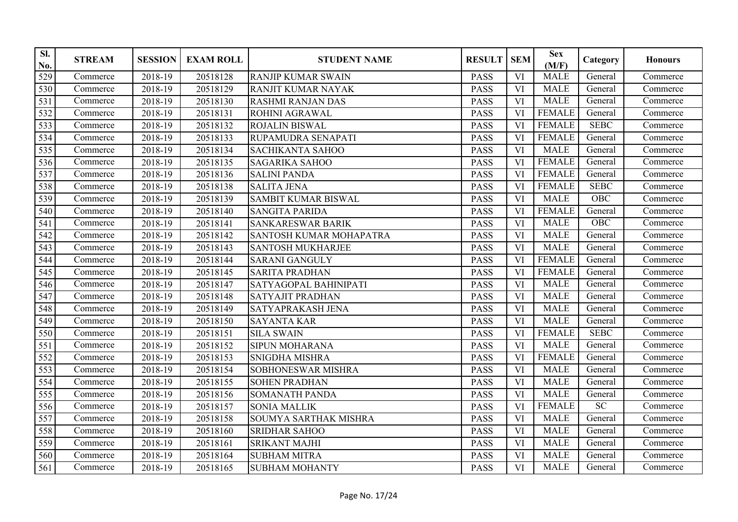| Sl. No. | STREAM | SESSION | EXAM ROLL | STUDENT NAME | RESULT | SEM | Sex (M/F) | Category | Honours |
|---|---|---|---|---|---|---|---|---|---|
| 529 | Commerce | 2018-19 | 20518128 | RANJIP KUMAR SWAIN | PASS | VI | MALE | General | Commerce |
| 530 | Commerce | 2018-19 | 20518129 | RANJIT KUMAR NAYAK | PASS | VI | MALE | General | Commerce |
| 531 | Commerce | 2018-19 | 20518130 | RASHMI RANJAN DAS | PASS | VI | MALE | General | Commerce |
| 532 | Commerce | 2018-19 | 20518131 | ROHINI AGRAWAL | PASS | VI | FEMALE | General | Commerce |
| 533 | Commerce | 2018-19 | 20518132 | ROJALIN BISWAL | PASS | VI | FEMALE | SEBC | Commerce |
| 534 | Commerce | 2018-19 | 20518133 | RUPAMUDRA SENAPATI | PASS | VI | FEMALE | General | Commerce |
| 535 | Commerce | 2018-19 | 20518134 | SACHIKANTA SAHOO | PASS | VI | MALE | General | Commerce |
| 536 | Commerce | 2018-19 | 20518135 | SAGARIKA SAHOO | PASS | VI | FEMALE | General | Commerce |
| 537 | Commerce | 2018-19 | 20518136 | SALINI PANDA | PASS | VI | FEMALE | General | Commerce |
| 538 | Commerce | 2018-19 | 20518138 | SALITA JENA | PASS | VI | FEMALE | SEBC | Commerce |
| 539 | Commerce | 2018-19 | 20518139 | SAMBIT KUMAR BISWAL | PASS | VI | MALE | OBC | Commerce |
| 540 | Commerce | 2018-19 | 20518140 | SANGITA PARIDA | PASS | VI | FEMALE | General | Commerce |
| 541 | Commerce | 2018-19 | 20518141 | SANKARESWAR BARIK | PASS | VI | MALE | OBC | Commerce |
| 542 | Commerce | 2018-19 | 20518142 | SANTOSH KUMAR MOHAPATRA | PASS | VI | MALE | General | Commerce |
| 543 | Commerce | 2018-19 | 20518143 | SANTOSH MUKHARJEE | PASS | VI | MALE | General | Commerce |
| 544 | Commerce | 2018-19 | 20518144 | SARANI GANGULY | PASS | VI | FEMALE | General | Commerce |
| 545 | Commerce | 2018-19 | 20518145 | SARITA PRADHAN | PASS | VI | FEMALE | General | Commerce |
| 546 | Commerce | 2018-19 | 20518147 | SATYAGOPAL BAHINIPATI | PASS | VI | MALE | General | Commerce |
| 547 | Commerce | 2018-19 | 20518148 | SATYAJIT PRADHAN | PASS | VI | MALE | General | Commerce |
| 548 | Commerce | 2018-19 | 20518149 | SATYAPRAKASH JENA | PASS | VI | MALE | General | Commerce |
| 549 | Commerce | 2018-19 | 20518150 | SAYANTA KAR | PASS | VI | MALE | General | Commerce |
| 550 | Commerce | 2018-19 | 20518151 | SILA SWAIN | PASS | VI | FEMALE | SEBC | Commerce |
| 551 | Commerce | 2018-19 | 20518152 | SIPUN MOHARANA | PASS | VI | MALE | General | Commerce |
| 552 | Commerce | 2018-19 | 20518153 | SNIGDHA MISHRA | PASS | VI | FEMALE | General | Commerce |
| 553 | Commerce | 2018-19 | 20518154 | SOBHONESWAR MISHRA | PASS | VI | MALE | General | Commerce |
| 554 | Commerce | 2018-19 | 20518155 | SOHEN PRADHAN | PASS | VI | MALE | General | Commerce |
| 555 | Commerce | 2018-19 | 20518156 | SOMANATH PANDA | PASS | VI | MALE | General | Commerce |
| 556 | Commerce | 2018-19 | 20518157 | SONIA MALLIK | PASS | VI | FEMALE | SC | Commerce |
| 557 | Commerce | 2018-19 | 20518158 | SOUMYA SARTHAK MISHRA | PASS | VI | MALE | General | Commerce |
| 558 | Commerce | 2018-19 | 20518160 | SRIDHAR SAHOO | PASS | VI | MALE | General | Commerce |
| 559 | Commerce | 2018-19 | 20518161 | SRIKANT MAJHI | PASS | VI | MALE | General | Commerce |
| 560 | Commerce | 2018-19 | 20518164 | SUBHAM MITRA | PASS | VI | MALE | General | Commerce |
| 561 | Commerce | 2018-19 | 20518165 | SUBHAM MOHANTY | PASS | VI | MALE | General | Commerce |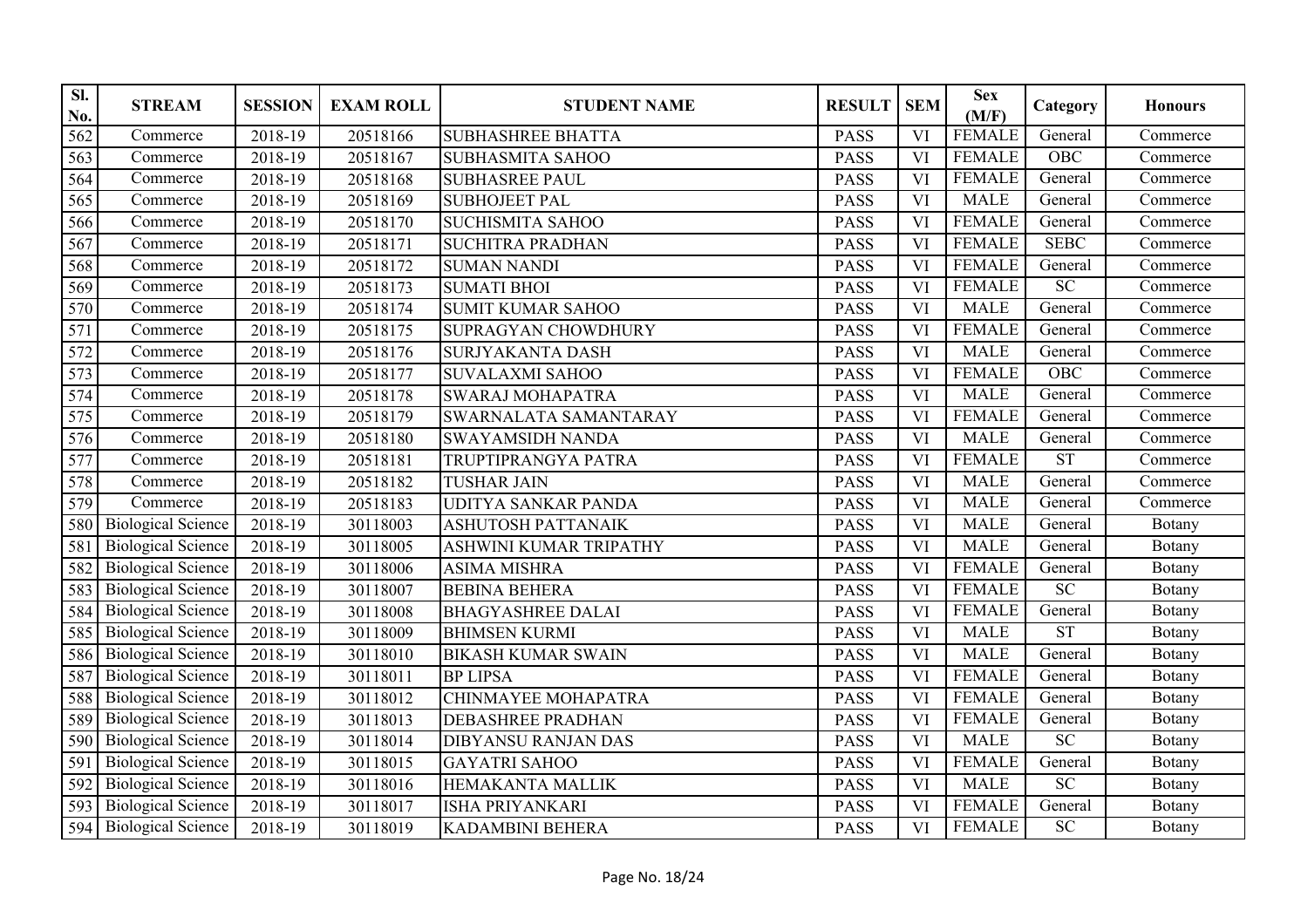| Sl. No. | STREAM | SESSION | EXAM ROLL | STUDENT NAME | RESULT | SEM | Sex (M/F) | Category | Honours |
|---|---|---|---|---|---|---|---|---|---|
| 562 | Commerce | 2018-19 | 20518166 | SUBHASHREE BHATTA | PASS | VI | FEMALE | General | Commerce |
| 563 | Commerce | 2018-19 | 20518167 | SUBHASMITA SAHOO | PASS | VI | FEMALE | OBC | Commerce |
| 564 | Commerce | 2018-19 | 20518168 | SUBHASREE PAUL | PASS | VI | FEMALE | General | Commerce |
| 565 | Commerce | 2018-19 | 20518169 | SUBHOJEET PAL | PASS | VI | MALE | General | Commerce |
| 566 | Commerce | 2018-19 | 20518170 | SUCHISMITA SAHOO | PASS | VI | FEMALE | General | Commerce |
| 567 | Commerce | 2018-19 | 20518171 | SUCHITRA PRADHAN | PASS | VI | FEMALE | SEBC | Commerce |
| 568 | Commerce | 2018-19 | 20518172 | SUMAN NANDI | PASS | VI | FEMALE | General | Commerce |
| 569 | Commerce | 2018-19 | 20518173 | SUMATI BHOI | PASS | VI | FEMALE | SC | Commerce |
| 570 | Commerce | 2018-19 | 20518174 | SUMIT KUMAR SAHOO | PASS | VI | MALE | General | Commerce |
| 571 | Commerce | 2018-19 | 20518175 | SUPRAGYAN CHOWDHURY | PASS | VI | FEMALE | General | Commerce |
| 572 | Commerce | 2018-19 | 20518176 | SURJYAKANTA DASH | PASS | VI | MALE | General | Commerce |
| 573 | Commerce | 2018-19 | 20518177 | SUVALAXMI SAHOO | PASS | VI | FEMALE | OBC | Commerce |
| 574 | Commerce | 2018-19 | 20518178 | SWARAJ MOHAPATRA | PASS | VI | MALE | General | Commerce |
| 575 | Commerce | 2018-19 | 20518179 | SWARNALATA SAMANTARAY | PASS | VI | FEMALE | General | Commerce |
| 576 | Commerce | 2018-19 | 20518180 | SWAYAMSIDH NANDA | PASS | VI | MALE | General | Commerce |
| 577 | Commerce | 2018-19 | 20518181 | TRUPTIPRANGYA PATRA | PASS | VI | FEMALE | ST | Commerce |
| 578 | Commerce | 2018-19 | 20518182 | TUSHAR JAIN | PASS | VI | MALE | General | Commerce |
| 579 | Commerce | 2018-19 | 20518183 | UDITYA SANKAR PANDA | PASS | VI | MALE | General | Commerce |
| 580 | Biological Science | 2018-19 | 30118003 | ASHUTOSH PATTANAIK | PASS | VI | MALE | General | Botany |
| 581 | Biological Science | 2018-19 | 30118005 | ASHWINI KUMAR TRIPATHY | PASS | VI | MALE | General | Botany |
| 582 | Biological Science | 2018-19 | 30118006 | ASIMA MISHRA | PASS | VI | FEMALE | General | Botany |
| 583 | Biological Science | 2018-19 | 30118007 | BEBINA BEHERA | PASS | VI | FEMALE | SC | Botany |
| 584 | Biological Science | 2018-19 | 30118008 | BHAGYASHREE DALAI | PASS | VI | FEMALE | General | Botany |
| 585 | Biological Science | 2018-19 | 30118009 | BHIMSEN KURMI | PASS | VI | MALE | ST | Botany |
| 586 | Biological Science | 2018-19 | 30118010 | BIKASH KUMAR SWAIN | PASS | VI | MALE | General | Botany |
| 587 | Biological Science | 2018-19 | 30118011 | BP LIPSA | PASS | VI | FEMALE | General | Botany |
| 588 | Biological Science | 2018-19 | 30118012 | CHINMAYEE MOHAPATRA | PASS | VI | FEMALE | General | Botany |
| 589 | Biological Science | 2018-19 | 30118013 | DEBASHREE PRADHAN | PASS | VI | FEMALE | General | Botany |
| 590 | Biological Science | 2018-19 | 30118014 | DIBYANSU RANJAN DAS | PASS | VI | MALE | SC | Botany |
| 591 | Biological Science | 2018-19 | 30118015 | GAYATRI SAHOO | PASS | VI | FEMALE | General | Botany |
| 592 | Biological Science | 2018-19 | 30118016 | HEMAKANTA MALLIK | PASS | VI | MALE | SC | Botany |
| 593 | Biological Science | 2018-19 | 30118017 | ISHA PRIYANKARI | PASS | VI | FEMALE | General | Botany |
| 594 | Biological Science | 2018-19 | 30118019 | KADAMBINI BEHERA | PASS | VI | FEMALE | SC | Botany |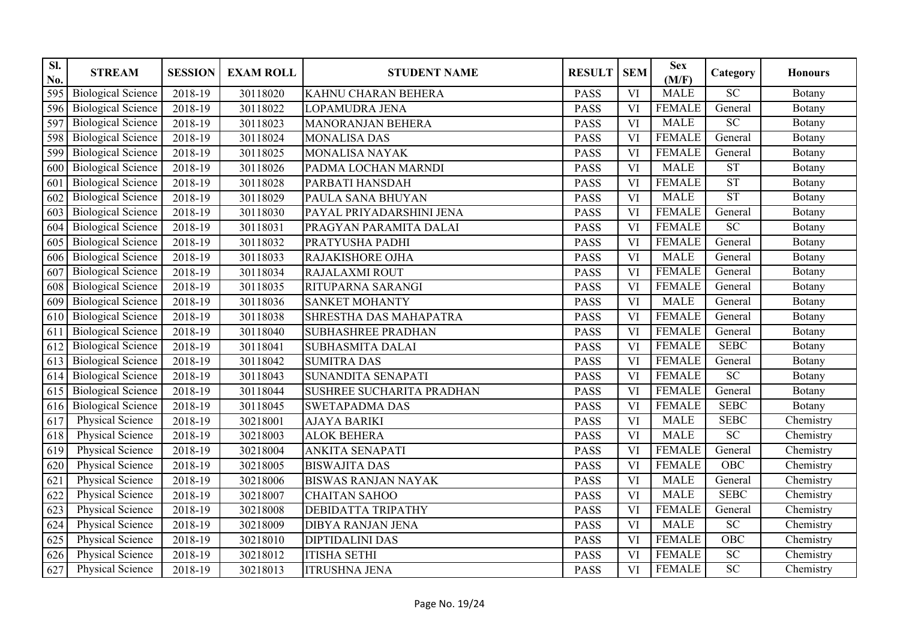| Sl. No. | STREAM | SESSION | EXAM ROLL | STUDENT NAME | RESULT | SEM | Sex (M/F) | Category | Honours |
|---|---|---|---|---|---|---|---|---|---|
| 595 | Biological Science | 2018-19 | 30118020 | KAHNU CHARAN BEHERA | PASS | VI | MALE | SC | Botany |
| 596 | Biological Science | 2018-19 | 30118022 | LOPAMUDRA JENA | PASS | VI | FEMALE | General | Botany |
| 597 | Biological Science | 2018-19 | 30118023 | MANORANJAN BEHERA | PASS | VI | MALE | SC | Botany |
| 598 | Biological Science | 2018-19 | 30118024 | MONALISA DAS | PASS | VI | FEMALE | General | Botany |
| 599 | Biological Science | 2018-19 | 30118025 | MONALISA NAYAK | PASS | VI | FEMALE | General | Botany |
| 600 | Biological Science | 2018-19 | 30118026 | PADMA LOCHAN MARNDI | PASS | VI | MALE | ST | Botany |
| 601 | Biological Science | 2018-19 | 30118028 | PARBATI HANSDAH | PASS | VI | FEMALE | ST | Botany |
| 602 | Biological Science | 2018-19 | 30118029 | PAULA SANA BHUYAN | PASS | VI | MALE | ST | Botany |
| 603 | Biological Science | 2018-19 | 30118030 | PAYAL PRIYADARSHINI JENA | PASS | VI | FEMALE | General | Botany |
| 604 | Biological Science | 2018-19 | 30118031 | PRAGYAN PARAMITA DALAI | PASS | VI | FEMALE | SC | Botany |
| 605 | Biological Science | 2018-19 | 30118032 | PRATYUSHA PADHI | PASS | VI | FEMALE | General | Botany |
| 606 | Biological Science | 2018-19 | 30118033 | RAJAKISHORE OJHA | PASS | VI | MALE | General | Botany |
| 607 | Biological Science | 2018-19 | 30118034 | RAJALAXMI ROUT | PASS | VI | FEMALE | General | Botany |
| 608 | Biological Science | 2018-19 | 30118035 | RITUPARNA SARANGI | PASS | VI | FEMALE | General | Botany |
| 609 | Biological Science | 2018-19 | 30118036 | SANKET MOHANTY | PASS | VI | MALE | General | Botany |
| 610 | Biological Science | 2018-19 | 30118038 | SHRESTHA DAS MAHAPATRA | PASS | VI | FEMALE | General | Botany |
| 611 | Biological Science | 2018-19 | 30118040 | SUBHASHREE PRADHAN | PASS | VI | FEMALE | General | Botany |
| 612 | Biological Science | 2018-19 | 30118041 | SUBHASMITA DALAI | PASS | VI | FEMALE | SEBC | Botany |
| 613 | Biological Science | 2018-19 | 30118042 | SUMITRA DAS | PASS | VI | FEMALE | General | Botany |
| 614 | Biological Science | 2018-19 | 30118043 | SUNANDITA SENAPATI | PASS | VI | FEMALE | SC | Botany |
| 615 | Biological Science | 2018-19 | 30118044 | SUSHREE SUCHARITA PRADHAN | PASS | VI | FEMALE | General | Botany |
| 616 | Biological Science | 2018-19 | 30118045 | SWETAPADMA DAS | PASS | VI | FEMALE | SEBC | Botany |
| 617 | Physical Science | 2018-19 | 30218001 | AJAYA BARIKI | PASS | VI | MALE | SEBC | Chemistry |
| 618 | Physical Science | 2018-19 | 30218003 | ALOK BEHERA | PASS | VI | MALE | SC | Chemistry |
| 619 | Physical Science | 2018-19 | 30218004 | ANKITA SENAPATI | PASS | VI | FEMALE | General | Chemistry |
| 620 | Physical Science | 2018-19 | 30218005 | BISWAJITA DAS | PASS | VI | FEMALE | OBC | Chemistry |
| 621 | Physical Science | 2018-19 | 30218006 | BISWAS RANJAN NAYAK | PASS | VI | MALE | General | Chemistry |
| 622 | Physical Science | 2018-19 | 30218007 | CHAITAN SAHOO | PASS | VI | MALE | SEBC | Chemistry |
| 623 | Physical Science | 2018-19 | 30218008 | DEBIDATTA TRIPATHY | PASS | VI | FEMALE | General | Chemistry |
| 624 | Physical Science | 2018-19 | 30218009 | DIBYA RANJAN JENA | PASS | VI | MALE | SC | Chemistry |
| 625 | Physical Science | 2018-19 | 30218010 | DIPTIDALINI DAS | PASS | VI | FEMALE | OBC | Chemistry |
| 626 | Physical Science | 2018-19 | 30218012 | ITISHA SETHI | PASS | VI | FEMALE | SC | Chemistry |
| 627 | Physical Science | 2018-19 | 30218013 | ITRUSHNA JENA | PASS | VI | FEMALE | SC | Chemistry |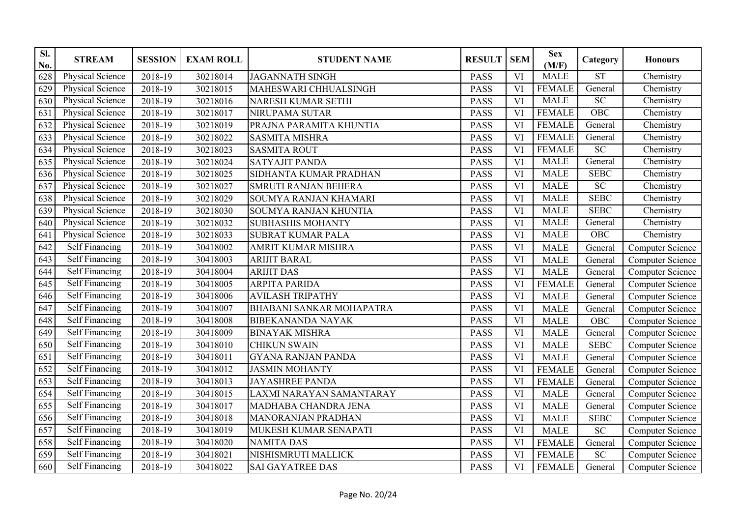| Sl. No. | STREAM | SESSION | EXAM ROLL | STUDENT NAME | RESULT | SEM | Sex (M/F) | Category | Honours |
|---|---|---|---|---|---|---|---|---|---|
| 628 | Physical Science | 2018-19 | 30218014 | JAGANNATH SINGH | PASS | VI | MALE | ST | Chemistry |
| 629 | Physical Science | 2018-19 | 30218015 | MAHESWARI CHHUALSINGH | PASS | VI | FEMALE | General | Chemistry |
| 630 | Physical Science | 2018-19 | 30218016 | NARESH KUMAR SETHI | PASS | VI | MALE | SC | Chemistry |
| 631 | Physical Science | 2018-19 | 30218017 | NIRUPAMA SUTAR | PASS | VI | FEMALE | OBC | Chemistry |
| 632 | Physical Science | 2018-19 | 30218019 | PRAJNA PARAMITA KHUNTIA | PASS | VI | FEMALE | General | Chemistry |
| 633 | Physical Science | 2018-19 | 30218022 | SASMITA MISHRA | PASS | VI | FEMALE | General | Chemistry |
| 634 | Physical Science | 2018-19 | 30218023 | SASMITA ROUT | PASS | VI | FEMALE | SC | Chemistry |
| 635 | Physical Science | 2018-19 | 30218024 | SATYAJIT PANDA | PASS | VI | MALE | General | Chemistry |
| 636 | Physical Science | 2018-19 | 30218025 | SIDHANTA KUMAR PRADHAN | PASS | VI | MALE | SEBC | Chemistry |
| 637 | Physical Science | 2018-19 | 30218027 | SMRUTI RANJAN BEHERA | PASS | VI | MALE | SC | Chemistry |
| 638 | Physical Science | 2018-19 | 30218029 | SOUMYA RANJAN KHAMARI | PASS | VI | MALE | SEBC | Chemistry |
| 639 | Physical Science | 2018-19 | 30218030 | SOUMYA RANJAN KHUNTIA | PASS | VI | MALE | SEBC | Chemistry |
| 640 | Physical Science | 2018-19 | 30218032 | SUBHASHIS MOHANTY | PASS | VI | MALE | General | Chemistry |
| 641 | Physical Science | 2018-19 | 30218033 | SUBRAT KUMAR PALA | PASS | VI | MALE | OBC | Chemistry |
| 642 | Self Financing | 2018-19 | 30418002 | AMRIT KUMAR MISHRA | PASS | VI | MALE | General | Computer Science |
| 643 | Self Financing | 2018-19 | 30418003 | ARIJIT BARAL | PASS | VI | MALE | General | Computer Science |
| 644 | Self Financing | 2018-19 | 30418004 | ARIJIT DAS | PASS | VI | MALE | General | Computer Science |
| 645 | Self Financing | 2018-19 | 30418005 | ARPITA PARIDA | PASS | VI | FEMALE | General | Computer Science |
| 646 | Self Financing | 2018-19 | 30418006 | AVILASH TRIPATHY | PASS | VI | MALE | General | Computer Science |
| 647 | Self Financing | 2018-19 | 30418007 | BHABANI SANKAR MOHAPATRA | PASS | VI | MALE | General | Computer Science |
| 648 | Self Financing | 2018-19 | 30418008 | BIBEKANANDA NAYAK | PASS | VI | MALE | OBC | Computer Science |
| 649 | Self Financing | 2018-19 | 30418009 | BINAYAK MISHRA | PASS | VI | MALE | General | Computer Science |
| 650 | Self Financing | 2018-19 | 30418010 | CHIKUN SWAIN | PASS | VI | MALE | SEBC | Computer Science |
| 651 | Self Financing | 2018-19 | 30418011 | GYANA RANJAN PANDA | PASS | VI | MALE | General | Computer Science |
| 652 | Self Financing | 2018-19 | 30418012 | JASMIN MOHANTY | PASS | VI | FEMALE | General | Computer Science |
| 653 | Self Financing | 2018-19 | 30418013 | JAYASHREE PANDA | PASS | VI | FEMALE | General | Computer Science |
| 654 | Self Financing | 2018-19 | 30418015 | LAXMI NARAYAN SAMANTARAY | PASS | VI | MALE | General | Computer Science |
| 655 | Self Financing | 2018-19 | 30418017 | MADHABA CHANDRA JENA | PASS | VI | MALE | General | Computer Science |
| 656 | Self Financing | 2018-19 | 30418018 | MANORANJAN PRADHAN | PASS | VI | MALE | SEBC | Computer Science |
| 657 | Self Financing | 2018-19 | 30418019 | MUKESH KUMAR SENAPATI | PASS | VI | MALE | SC | Computer Science |
| 658 | Self Financing | 2018-19 | 30418020 | NAMITA DAS | PASS | VI | FEMALE | General | Computer Science |
| 659 | Self Financing | 2018-19 | 30418021 | NISHISMRUTI MALLICK | PASS | VI | FEMALE | SC | Computer Science |
| 660 | Self Financing | 2018-19 | 30418022 | SAI GAYATREE DAS | PASS | VI | FEMALE | General | Computer Science |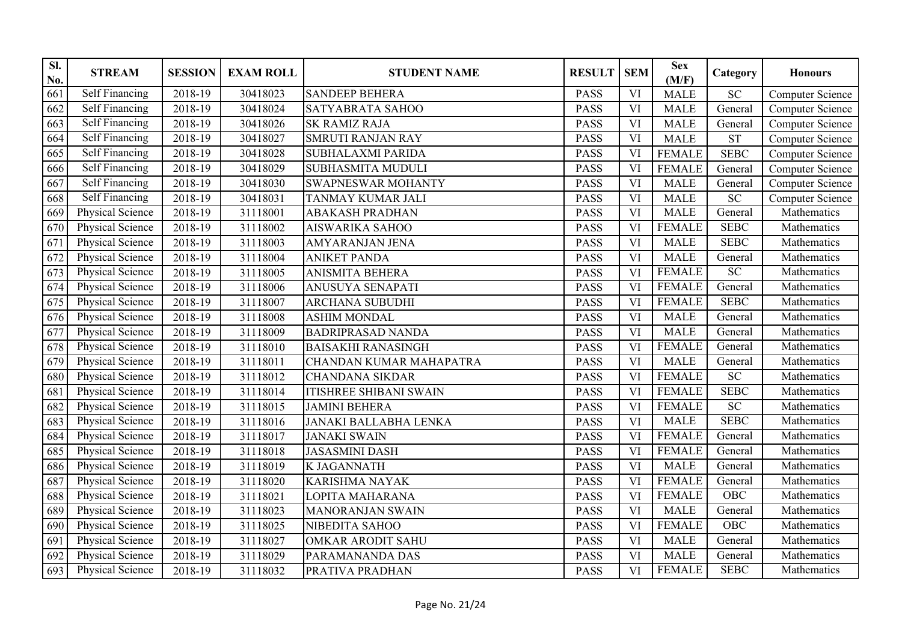| Sl. No. | STREAM | SESSION | EXAM ROLL | STUDENT NAME | RESULT | SEM | Sex (M/F) | Category | Honours |
|---|---|---|---|---|---|---|---|---|---|
| 661 | Self Financing | 2018-19 | 30418023 | SANDEEP BEHERA | PASS | VI | MALE | SC | Computer Science |
| 662 | Self Financing | 2018-19 | 30418024 | SATYABRATA SAHOO | PASS | VI | MALE | General | Computer Science |
| 663 | Self Financing | 2018-19 | 30418026 | SK RAMIZ RAJA | PASS | VI | MALE | General | Computer Science |
| 664 | Self Financing | 2018-19 | 30418027 | SMRUTI RANJAN RAY | PASS | VI | MALE | ST | Computer Science |
| 665 | Self Financing | 2018-19 | 30418028 | SUBHALAXMI PARIDA | PASS | VI | FEMALE | SEBC | Computer Science |
| 666 | Self Financing | 2018-19 | 30418029 | SUBHASMITA MUDULI | PASS | VI | FEMALE | General | Computer Science |
| 667 | Self Financing | 2018-19 | 30418030 | SWAPNESWAR MOHANTY | PASS | VI | MALE | General | Computer Science |
| 668 | Self Financing | 2018-19 | 30418031 | TANMAY KUMAR JALI | PASS | VI | MALE | SC | Computer Science |
| 669 | Physical Science | 2018-19 | 31118001 | ABAKASH PRADHAN | PASS | VI | MALE | General | Mathematics |
| 670 | Physical Science | 2018-19 | 31118002 | AISWARIKA SAHOO | PASS | VI | FEMALE | SEBC | Mathematics |
| 671 | Physical Science | 2018-19 | 31118003 | AMYARANJAN JENA | PASS | VI | MALE | SEBC | Mathematics |
| 672 | Physical Science | 2018-19 | 31118004 | ANIKET PANDA | PASS | VI | MALE | General | Mathematics |
| 673 | Physical Science | 2018-19 | 31118005 | ANISMITA BEHERA | PASS | VI | FEMALE | SC | Mathematics |
| 674 | Physical Science | 2018-19 | 31118006 | ANUSUYA SENAPATI | PASS | VI | FEMALE | General | Mathematics |
| 675 | Physical Science | 2018-19 | 31118007 | ARCHANA SUBUDHI | PASS | VI | FEMALE | SEBC | Mathematics |
| 676 | Physical Science | 2018-19 | 31118008 | ASHIM MONDAL | PASS | VI | MALE | General | Mathematics |
| 677 | Physical Science | 2018-19 | 31118009 | BADRIPRASAD NANDA | PASS | VI | MALE | General | Mathematics |
| 678 | Physical Science | 2018-19 | 31118010 | BAISAKHI RANASINGH | PASS | VI | FEMALE | General | Mathematics |
| 679 | Physical Science | 2018-19 | 31118011 | CHANDAN KUMAR MAHAPATRA | PASS | VI | MALE | General | Mathematics |
| 680 | Physical Science | 2018-19 | 31118012 | CHANDANA SIKDAR | PASS | VI | FEMALE | SC | Mathematics |
| 681 | Physical Science | 2018-19 | 31118014 | ITISHREE SHIBANI SWAIN | PASS | VI | FEMALE | SEBC | Mathematics |
| 682 | Physical Science | 2018-19 | 31118015 | JAMINI BEHERA | PASS | VI | FEMALE | SC | Mathematics |
| 683 | Physical Science | 2018-19 | 31118016 | JANAKI BALLABHA LENKA | PASS | VI | MALE | SEBC | Mathematics |
| 684 | Physical Science | 2018-19 | 31118017 | JANAKI SWAIN | PASS | VI | FEMALE | General | Mathematics |
| 685 | Physical Science | 2018-19 | 31118018 | JASASMINI DASH | PASS | VI | FEMALE | General | Mathematics |
| 686 | Physical Science | 2018-19 | 31118019 | K JAGANNATH | PASS | VI | MALE | General | Mathematics |
| 687 | Physical Science | 2018-19 | 31118020 | KARISHMA NAYAK | PASS | VI | FEMALE | General | Mathematics |
| 688 | Physical Science | 2018-19 | 31118021 | LOPITA MAHARANA | PASS | VI | FEMALE | OBC | Mathematics |
| 689 | Physical Science | 2018-19 | 31118023 | MANORANJAN SWAIN | PASS | VI | MALE | General | Mathematics |
| 690 | Physical Science | 2018-19 | 31118025 | NIBEDITA SAHOO | PASS | VI | FEMALE | OBC | Mathematics |
| 691 | Physical Science | 2018-19 | 31118027 | OMKAR ARODIT SAHU | PASS | VI | MALE | General | Mathematics |
| 692 | Physical Science | 2018-19 | 31118029 | PARAMANANDA DAS | PASS | VI | MALE | General | Mathematics |
| 693 | Physical Science | 2018-19 | 31118032 | PRATIVA PRADHAN | PASS | VI | FEMALE | SEBC | Mathematics |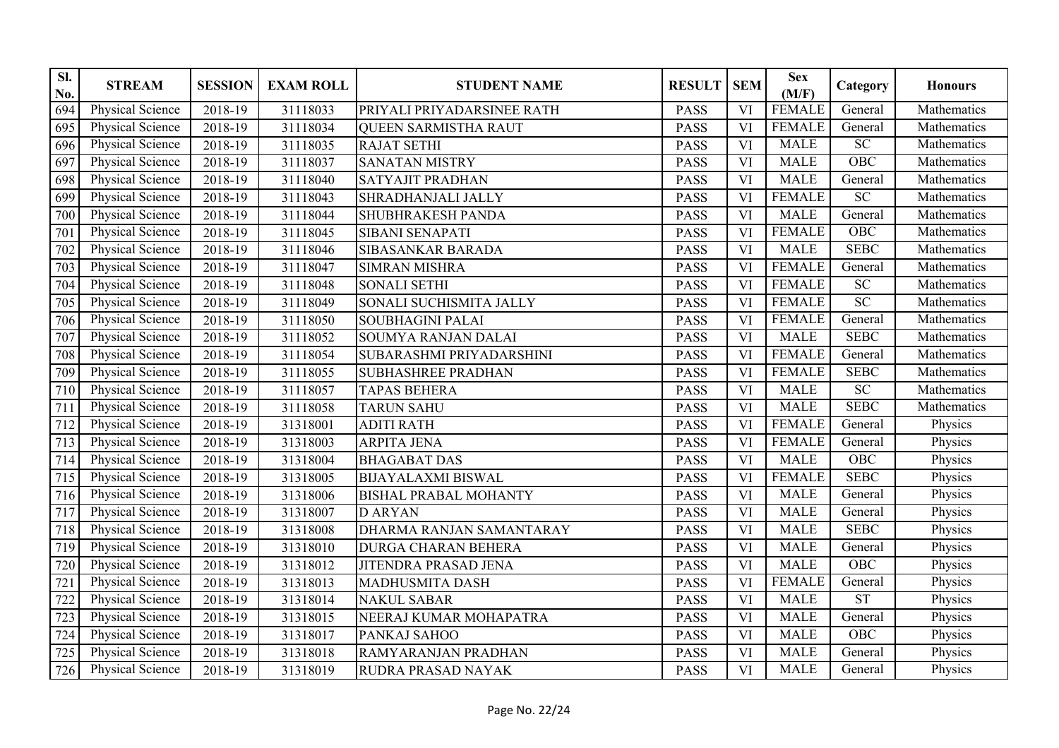| Sl. No. | STREAM | SESSION | EXAM ROLL | STUDENT NAME | RESULT | SEM | Sex (M/F) | Category | Honours |
|---|---|---|---|---|---|---|---|---|---|
| 694 | Physical Science | 2018-19 | 31118033 | PRIYALI PRIYADARSINEE RATH | PASS | VI | FEMALE | General | Mathematics |
| 695 | Physical Science | 2018-19 | 31118034 | QUEEN SARMISTHA RAUT | PASS | VI | FEMALE | General | Mathematics |
| 696 | Physical Science | 2018-19 | 31118035 | RAJAT SETHI | PASS | VI | MALE | SC | Mathematics |
| 697 | Physical Science | 2018-19 | 31118037 | SANATAN MISTRY | PASS | VI | MALE | OBC | Mathematics |
| 698 | Physical Science | 2018-19 | 31118040 | SATYAJIT PRADHAN | PASS | VI | MALE | General | Mathematics |
| 699 | Physical Science | 2018-19 | 31118043 | SHRADHANJALI JALLY | PASS | VI | FEMALE | SC | Mathematics |
| 700 | Physical Science | 2018-19 | 31118044 | SHUBHRAKESH PANDA | PASS | VI | MALE | General | Mathematics |
| 701 | Physical Science | 2018-19 | 31118045 | SIBANI SENAPATI | PASS | VI | FEMALE | OBC | Mathematics |
| 702 | Physical Science | 2018-19 | 31118046 | SIBASANKAR BARADA | PASS | VI | MALE | SEBC | Mathematics |
| 703 | Physical Science | 2018-19 | 31118047 | SIMRAN MISHRA | PASS | VI | FEMALE | General | Mathematics |
| 704 | Physical Science | 2018-19 | 31118048 | SONALI SETHI | PASS | VI | FEMALE | SC | Mathematics |
| 705 | Physical Science | 2018-19 | 31118049 | SONALI SUCHISMITA JALLY | PASS | VI | FEMALE | SC | Mathematics |
| 706 | Physical Science | 2018-19 | 31118050 | SOUBHAGINI PALAI | PASS | VI | FEMALE | General | Mathematics |
| 707 | Physical Science | 2018-19 | 31118052 | SOUMYA RANJAN DALAI | PASS | VI | MALE | SEBC | Mathematics |
| 708 | Physical Science | 2018-19 | 31118054 | SUBARASHMI PRIYADARSHINI | PASS | VI | FEMALE | General | Mathematics |
| 709 | Physical Science | 2018-19 | 31118055 | SUBHASHREE PRADHAN | PASS | VI | FEMALE | SEBC | Mathematics |
| 710 | Physical Science | 2018-19 | 31118057 | TAPAS BEHERA | PASS | VI | MALE | SC | Mathematics |
| 711 | Physical Science | 2018-19 | 31118058 | TARUN SAHU | PASS | VI | MALE | SEBC | Mathematics |
| 712 | Physical Science | 2018-19 | 31318001 | ADITI RATH | PASS | VI | FEMALE | General | Physics |
| 713 | Physical Science | 2018-19 | 31318003 | ARPITA JENA | PASS | VI | FEMALE | General | Physics |
| 714 | Physical Science | 2018-19 | 31318004 | BHAGABAT DAS | PASS | VI | MALE | OBC | Physics |
| 715 | Physical Science | 2018-19 | 31318005 | BIJAYALAXMI BISWAL | PASS | VI | FEMALE | SEBC | Physics |
| 716 | Physical Science | 2018-19 | 31318006 | BISHAL PRABAL MOHANTY | PASS | VI | MALE | General | Physics |
| 717 | Physical Science | 2018-19 | 31318007 | D ARYAN | PASS | VI | MALE | General | Physics |
| 718 | Physical Science | 2018-19 | 31318008 | DHARMA RANJAN SAMANTARAY | PASS | VI | MALE | SEBC | Physics |
| 719 | Physical Science | 2018-19 | 31318010 | DURGA CHARAN BEHERA | PASS | VI | MALE | General | Physics |
| 720 | Physical Science | 2018-19 | 31318012 | JITENDRA PRASAD JENA | PASS | VI | MALE | OBC | Physics |
| 721 | Physical Science | 2018-19 | 31318013 | MADHUSMITA DASH | PASS | VI | FEMALE | General | Physics |
| 722 | Physical Science | 2018-19 | 31318014 | NAKUL SABAR | PASS | VI | MALE | ST | Physics |
| 723 | Physical Science | 2018-19 | 31318015 | NEERAJ KUMAR MOHAPATRA | PASS | VI | MALE | General | Physics |
| 724 | Physical Science | 2018-19 | 31318017 | PANKAJ SAHOO | PASS | VI | MALE | OBC | Physics |
| 725 | Physical Science | 2018-19 | 31318018 | RAMYARANJAN PRADHAN | PASS | VI | MALE | General | Physics |
| 726 | Physical Science | 2018-19 | 31318019 | RUDRA PRASAD NAYAK | PASS | VI | MALE | General | Physics |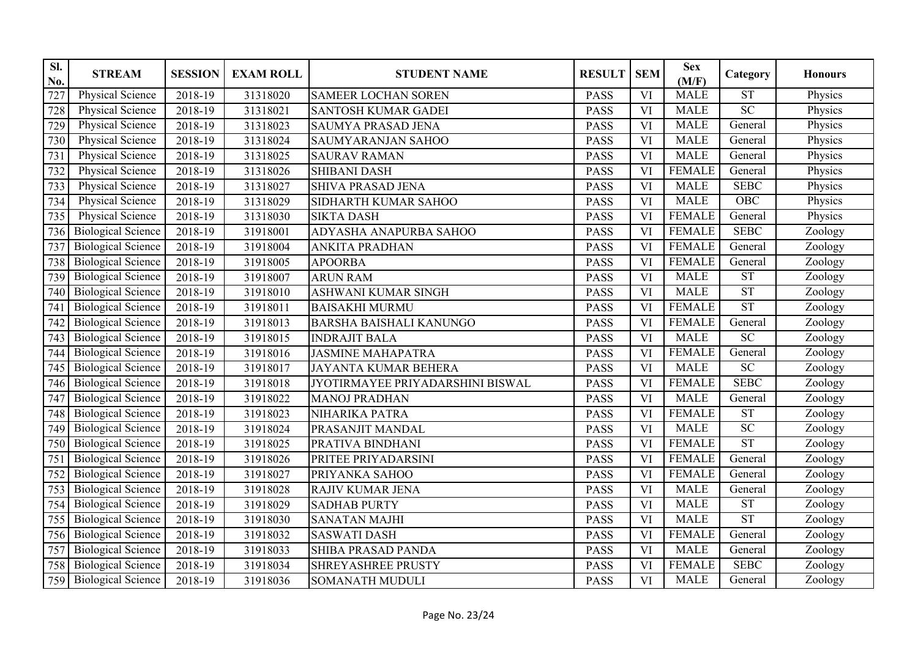| Sl. No. | STREAM | SESSION | EXAM ROLL | STUDENT NAME | RESULT | SEM | Sex (M/F) | Category | Honours |
|---|---|---|---|---|---|---|---|---|---|
| 727 | Physical Science | 2018-19 | 31318020 | SAMEER LOCHAN SOREN | PASS | VI | MALE | ST | Physics |
| 728 | Physical Science | 2018-19 | 31318021 | SANTOSH KUMAR GADEI | PASS | VI | MALE | SC | Physics |
| 729 | Physical Science | 2018-19 | 31318023 | SAUMYA PRASAD JENA | PASS | VI | MALE | General | Physics |
| 730 | Physical Science | 2018-19 | 31318024 | SAUMYARANJAN SAHOO | PASS | VI | MALE | General | Physics |
| 731 | Physical Science | 2018-19 | 31318025 | SAURAV RAMAN | PASS | VI | MALE | General | Physics |
| 732 | Physical Science | 2018-19 | 31318026 | SHIBANI DASH | PASS | VI | FEMALE | General | Physics |
| 733 | Physical Science | 2018-19 | 31318027 | SHIVA PRASAD JENA | PASS | VI | MALE | SEBC | Physics |
| 734 | Physical Science | 2018-19 | 31318029 | SIDHARTH KUMAR SAHOO | PASS | VI | MALE | OBC | Physics |
| 735 | Physical Science | 2018-19 | 31318030 | SIKTA DASH | PASS | VI | FEMALE | General | Physics |
| 736 | Biological Science | 2018-19 | 31918001 | ADYASHA ANAPURBA SAHOO | PASS | VI | FEMALE | SEBC | Zoology |
| 737 | Biological Science | 2018-19 | 31918004 | ANKITA PRADHAN | PASS | VI | FEMALE | General | Zoology |
| 738 | Biological Science | 2018-19 | 31918005 | APOORBA | PASS | VI | FEMALE | General | Zoology |
| 739 | Biological Science | 2018-19 | 31918007 | ARUN RAM | PASS | VI | MALE | ST | Zoology |
| 740 | Biological Science | 2018-19 | 31918010 | ASHWANI KUMAR SINGH | PASS | VI | MALE | ST | Zoology |
| 741 | Biological Science | 2018-19 | 31918011 | BAISAKHI MURMU | PASS | VI | FEMALE | ST | Zoology |
| 742 | Biological Science | 2018-19 | 31918013 | BARSHA BAISHALI KANUNGO | PASS | VI | FEMALE | General | Zoology |
| 743 | Biological Science | 2018-19 | 31918015 | INDRAJIT BALA | PASS | VI | MALE | SC | Zoology |
| 744 | Biological Science | 2018-19 | 31918016 | JASMINE MAHAPATRA | PASS | VI | FEMALE | General | Zoology |
| 745 | Biological Science | 2018-19 | 31918017 | JAYANTA KUMAR BEHERA | PASS | VI | MALE | SC | Zoology |
| 746 | Biological Science | 2018-19 | 31918018 | JYOTIRMAYEE PRIYADARSHINI BISWAL | PASS | VI | FEMALE | SEBC | Zoology |
| 747 | Biological Science | 2018-19 | 31918022 | MANOJ PRADHAN | PASS | VI | MALE | General | Zoology |
| 748 | Biological Science | 2018-19 | 31918023 | NIHARIKA PATRA | PASS | VI | FEMALE | ST | Zoology |
| 749 | Biological Science | 2018-19 | 31918024 | PRASANJIT MANDAL | PASS | VI | MALE | SC | Zoology |
| 750 | Biological Science | 2018-19 | 31918025 | PRATIVA BINDHANI | PASS | VI | FEMALE | ST | Zoology |
| 751 | Biological Science | 2018-19 | 31918026 | PRITEE PRIYADARSINI | PASS | VI | FEMALE | General | Zoology |
| 752 | Biological Science | 2018-19 | 31918027 | PRIYANKA SAHOO | PASS | VI | FEMALE | General | Zoology |
| 753 | Biological Science | 2018-19 | 31918028 | RAJIV KUMAR JENA | PASS | VI | MALE | General | Zoology |
| 754 | Biological Science | 2018-19 | 31918029 | SADHAB PURTY | PASS | VI | MALE | ST | Zoology |
| 755 | Biological Science | 2018-19 | 31918030 | SANATAN MAJHI | PASS | VI | MALE | ST | Zoology |
| 756 | Biological Science | 2018-19 | 31918032 | SASWATI DASH | PASS | VI | FEMALE | General | Zoology |
| 757 | Biological Science | 2018-19 | 31918033 | SHIBA PRASAD PANDA | PASS | VI | MALE | General | Zoology |
| 758 | Biological Science | 2018-19 | 31918034 | SHREYASHREE PRUSTY | PASS | VI | FEMALE | SEBC | Zoology |
| 759 | Biological Science | 2018-19 | 31918036 | SOMANATH MUDULI | PASS | VI | MALE | General | Zoology |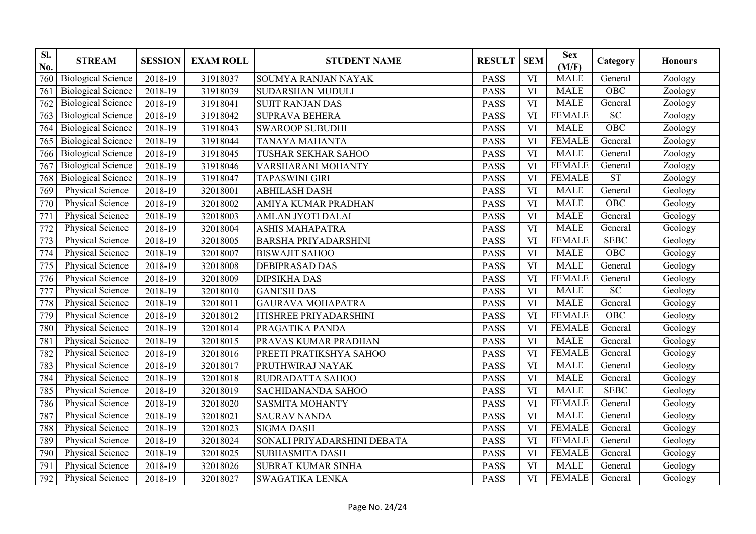| Sl. No. | STREAM | SESSION | EXAM ROLL | STUDENT NAME | RESULT | SEM | Sex (M/F) | Category | Honours |
|---|---|---|---|---|---|---|---|---|---|
| 760 | Biological Science | 2018-19 | 31918037 | SOUMYA RANJAN NAYAK | PASS | VI | MALE | General | Zoology |
| 761 | Biological Science | 2018-19 | 31918039 | SUDARSHAN MUDULI | PASS | VI | MALE | OBC | Zoology |
| 762 | Biological Science | 2018-19 | 31918041 | SUJIT RANJAN DAS | PASS | VI | MALE | General | Zoology |
| 763 | Biological Science | 2018-19 | 31918042 | SUPRAVA BEHERA | PASS | VI | FEMALE | SC | Zoology |
| 764 | Biological Science | 2018-19 | 31918043 | SWAROOP SUBUDHI | PASS | VI | MALE | OBC | Zoology |
| 765 | Biological Science | 2018-19 | 31918044 | TANAYA MAHANTA | PASS | VI | FEMALE | General | Zoology |
| 766 | Biological Science | 2018-19 | 31918045 | TUSHAR SEKHAR SAHOO | PASS | VI | MALE | General | Zoology |
| 767 | Biological Science | 2018-19 | 31918046 | VARSHARANI MOHANTY | PASS | VI | FEMALE | General | Zoology |
| 768 | Biological Science | 2018-19 | 31918047 | TAPASWINI GIRI | PASS | VI | FEMALE | ST | Zoology |
| 769 | Physical Science | 2018-19 | 32018001 | ABHILASH DASH | PASS | VI | MALE | General | Geology |
| 770 | Physical Science | 2018-19 | 32018002 | AMIYA KUMAR PRADHAN | PASS | VI | MALE | OBC | Geology |
| 771 | Physical Science | 2018-19 | 32018003 | AMLAN JYOTI DALAI | PASS | VI | MALE | General | Geology |
| 772 | Physical Science | 2018-19 | 32018004 | ASHIS MAHAPATRA | PASS | VI | MALE | General | Geology |
| 773 | Physical Science | 2018-19 | 32018005 | BARSHA PRIYADARSHINI | PASS | VI | FEMALE | SEBC | Geology |
| 774 | Physical Science | 2018-19 | 32018007 | BISWAJIT SAHOO | PASS | VI | MALE | OBC | Geology |
| 775 | Physical Science | 2018-19 | 32018008 | DEBIPRASAD DAS | PASS | VI | MALE | General | Geology |
| 776 | Physical Science | 2018-19 | 32018009 | DIPSIKHA DAS | PASS | VI | FEMALE | General | Geology |
| 777 | Physical Science | 2018-19 | 32018010 | GANESH DAS | PASS | VI | MALE | SC | Geology |
| 778 | Physical Science | 2018-19 | 32018011 | GAURAVA MOHAPATRA | PASS | VI | MALE | General | Geology |
| 779 | Physical Science | 2018-19 | 32018012 | ITISHREE PRIYADARSHINI | PASS | VI | FEMALE | OBC | Geology |
| 780 | Physical Science | 2018-19 | 32018014 | PRAGATIKA PANDA | PASS | VI | FEMALE | General | Geology |
| 781 | Physical Science | 2018-19 | 32018015 | PRAVAS KUMAR PRADHAN | PASS | VI | MALE | General | Geology |
| 782 | Physical Science | 2018-19 | 32018016 | PREETI PRATIKSHYA SAHOO | PASS | VI | FEMALE | General | Geology |
| 783 | Physical Science | 2018-19 | 32018017 | PRUTHWIRAJ NAYAK | PASS | VI | MALE | General | Geology |
| 784 | Physical Science | 2018-19 | 32018018 | RUDRADATTA SAHOO | PASS | VI | MALE | General | Geology |
| 785 | Physical Science | 2018-19 | 32018019 | SACHIDANANDA SAHOO | PASS | VI | MALE | SEBC | Geology |
| 786 | Physical Science | 2018-19 | 32018020 | SASMITA MOHANTY | PASS | VI | FEMALE | General | Geology |
| 787 | Physical Science | 2018-19 | 32018021 | SAURAV NANDA | PASS | VI | MALE | General | Geology |
| 788 | Physical Science | 2018-19 | 32018023 | SIGMA DASH | PASS | VI | FEMALE | General | Geology |
| 789 | Physical Science | 2018-19 | 32018024 | SONALI PRIYADARSHINI DEBATA | PASS | VI | FEMALE | General | Geology |
| 790 | Physical Science | 2018-19 | 32018025 | SUBHASMITA DASH | PASS | VI | FEMALE | General | Geology |
| 791 | Physical Science | 2018-19 | 32018026 | SUBRAT KUMAR SINHA | PASS | VI | MALE | General | Geology |
| 792 | Physical Science | 2018-19 | 32018027 | SWAGATIKA LENKA | PASS | VI | FEMALE | General | Geology |